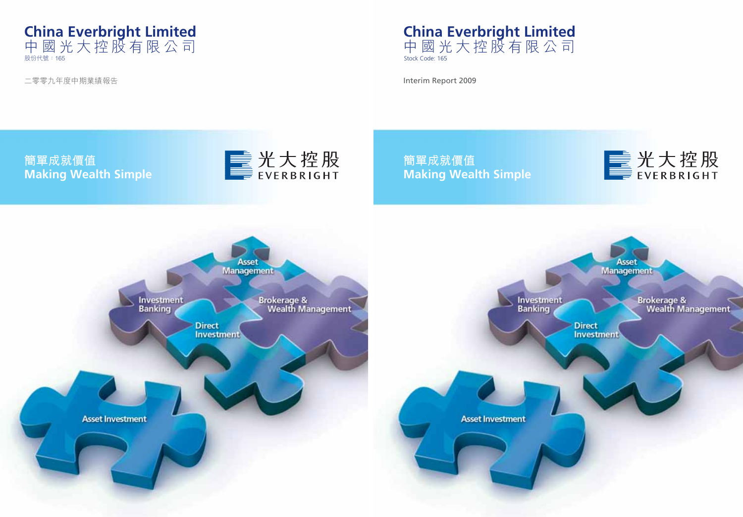# China Everbright Limited
# 中國光大控股有限公司

股份代號：165

二零零九年度中期業績報告

# China Everbright Limited
# 中國光大控股有限公司

Stock Code: 165

Interim Report 2009

簡單成就價值
Making Wealth Simple

光大控股
EVERBRIGHT

Asset Management

Investment Banking

Brokerage & Wealth Management

Direct Investment

Asset Investment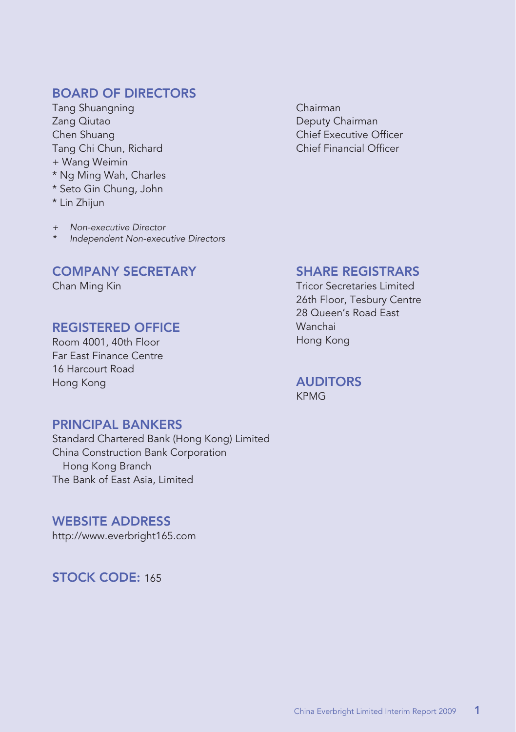## BOARD OF DIRECTORS

| | |
|---|---|
| Tang Shuangning | Chairman |
| Zang Qiutao | Deputy Chairman |
| Chen Shuang | Chief Executive Officer |
| Tang Chi Chun, Richard | Chief Financial Officer |
| + Wang Weimin | |
| * Ng Ming Wah, Charles | |
| * Seto Gin Chung, John | |
| * Lin Zhijun | |

+ *Non-executive Director*
* *Independent Non-executive Directors*

## COMPANY SECRETARY

Chan Ming Kin

## REGISTERED OFFICE

Room 4001, 40th Floor
Far East Finance Centre
16 Harcourt Road
Hong Kong

## PRINCIPAL BANKERS

Standard Chartered Bank (Hong Kong) Limited
China Construction Bank Corporation
Hong Kong Branch
The Bank of East Asia, Limited

## WEBSITE ADDRESS

http://www.everbright165.com

## STOCK CODE: 165

## SHARE REGISTRARS

Tricor Secretaries Limited
26th Floor, Tesbury Centre
28 Queen's Road East
Wanchai
Hong Kong

## AUDITORS

KPMG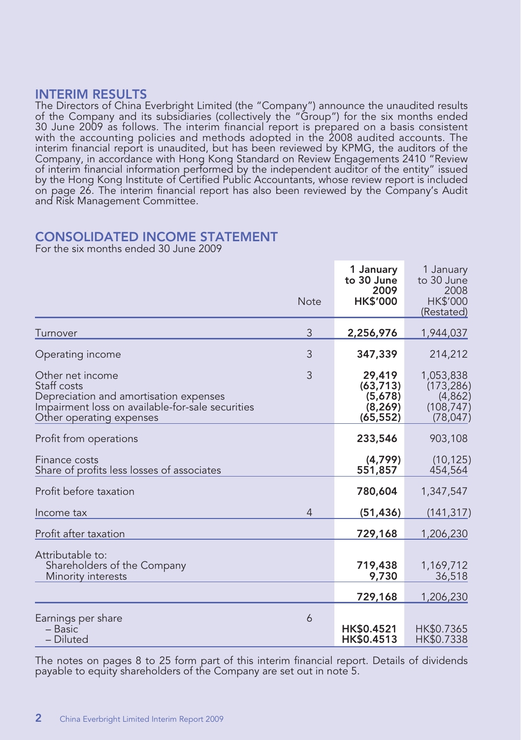## INTERIM RESULTS

The Directors of China Everbright Limited (the "Company") announce the unaudited results of the Company and its subsidiaries (collectively the "Group") for the six months ended 30 June 2009 as follows. The interim financial report is prepared on a basis consistent with the accounting policies and methods adopted in the 2008 audited accounts. The interim financial report is unaudited, but has been reviewed by KPMG, the auditors of the Company, in accordance with Hong Kong Standard on Review Engagements 2410 "Review of interim financial information performed by the independent auditor of the entity" issued by the Hong Kong Institute of Certified Public Accountants, whose review report is included on page 26. The interim financial report has also been reviewed by the Company's Audit and Risk Management Committee.

## CONSOLIDATED INCOME STATEMENT

For the six months ended 30 June 2009

| | Note | **1 January to 30 June 2009 HK$'000** | 1 January to 30 June 2008 HK$'000 (Restated) |
|---|---|---|---|
| Turnover | 3 | **2,256,976** | 1,944,037 |
| Operating income | 3 | **347,339** | 214,212 |
| Other net income | 3 | **29,419** | 1,053,838 |
| Staff costs | | **(63,713)** | (173,286) |
| Depreciation and amortisation expenses | | **(5,678)** | (4,862) |
| Impairment loss on available-for-sale securities | | **(8,269)** | (108,747) |
| Other operating expenses | | **(65,552)** | (78,047) |
| Profit from operations | | **233,546** | 903,108 |
| Finance costs | | **(4,799)** | (10,125) |
| Share of profits less losses of associates | | **551,857** | 454,564 |
| Profit before taxation | | **780,604** | 1,347,547 |
| Income tax | 4 | **(51,436)** | (141,317) |
| Profit after taxation | | **729,168** | 1,206,230 |
| Attributable to: | | | |
| Shareholders of the Company | | **719,438** | 1,169,712 |
| Minority interests | | **9,730** | 36,518 |
| | | **729,168** | 1,206,230 |
| Earnings per share | 6 | | |
| – Basic | | **HK$0.4521** | HK$0.7365 |
| – Diluted | | **HK$0.4513** | HK$0.7338 |

The notes on pages 8 to 25 form part of this interim financial report. Details of dividends payable to equity shareholders of the Company are set out in note 5.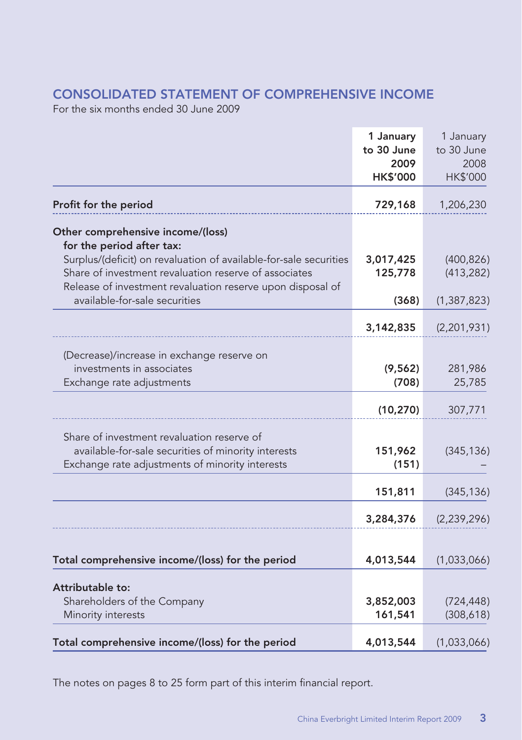## CONSOLIDATED STATEMENT OF COMPREHENSIVE INCOME

For the six months ended 30 June 2009

| | **1 January to 30 June 2009 HK$'000** | 1 January to 30 June 2008 HK$'000 |
|---|---|---|
| **Profit for the period** | **729,168** | 1,206,230 |
| **Other comprehensive income/(loss) for the period after tax:** | | |
| Surplus/(deficit) on revaluation of available-for-sale securities | **3,017,425** | (400,826) |
| Share of investment revaluation reserve of associates | **125,778** | (413,282) |
| Release of investment revaluation reserve upon disposal of available-for-sale securities | **(368)** | (1,387,823) |
| | **3,142,835** | (2,201,931) |
| (Decrease)/increase in exchange reserve on investments in associates | **(9,562)** | 281,986 |
| Exchange rate adjustments | **(708)** | 25,785 |
| | **(10,270)** | 307,771 |
| Share of investment revaluation reserve of available-for-sale securities of minority interests | **151,962** | (345,136) |
| Exchange rate adjustments of minority interests | **(151)** | – |
| | **151,811** | (345,136) |
| | **3,284,376** | (2,239,296) |
| **Total comprehensive income/(loss) for the period** | **4,013,544** | (1,033,066) |
| **Attributable to:** | | |
| Shareholders of the Company | **3,852,003** | (724,448) |
| Minority interests | **161,541** | (308,618) |
| **Total comprehensive income/(loss) for the period** | **4,013,544** | (1,033,066) |

The notes on pages 8 to 25 form part of this interim financial report.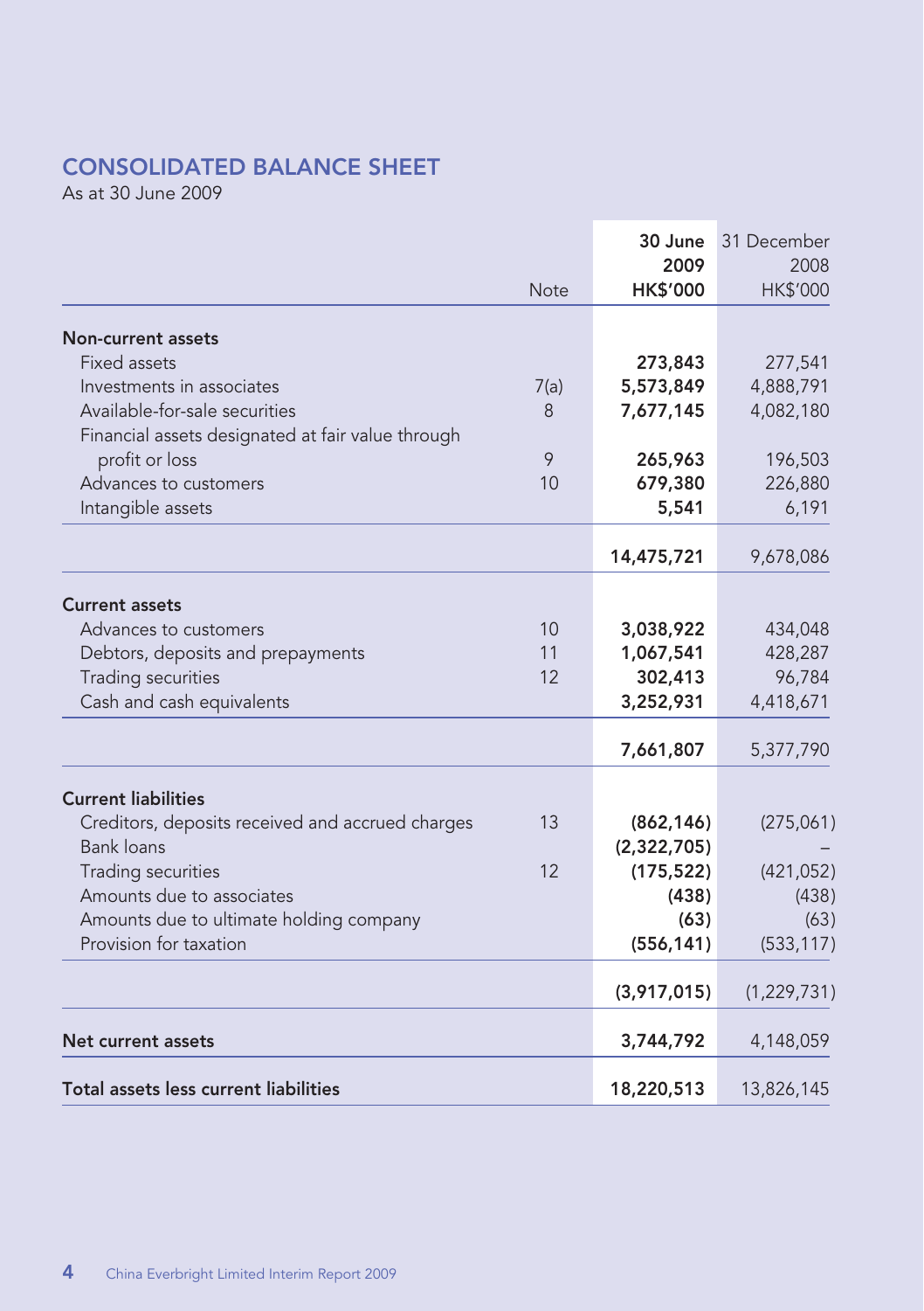## CONSOLIDATED BALANCE SHEET

As at 30 June 2009

| | Note | 30 June 2009 HK$'000 | 31 December 2008 HK$'000 |
|---|---|---|---|
| **Non-current assets** | | | |
| Fixed assets | | **273,843** | 277,541 |
| Investments in associates | 7(a) | **5,573,849** | 4,888,791 |
| Available-for-sale securities | 8 | **7,677,145** | 4,082,180 |
| Financial assets designated at fair value through profit or loss | 9 | **265,963** | 196,503 |
| Advances to customers | 10 | **679,380** | 226,880 |
| Intangible assets | | **5,541** | 6,191 |
| | | **14,475,721** | 9,678,086 |
| **Current assets** | | | |
| Advances to customers | 10 | **3,038,922** | 434,048 |
| Debtors, deposits and prepayments | 11 | **1,067,541** | 428,287 |
| Trading securities | 12 | **302,413** | 96,784 |
| Cash and cash equivalents | | **3,252,931** | 4,418,671 |
| | | **7,661,807** | 5,377,790 |
| **Current liabilities** | | | |
| Creditors, deposits received and accrued charges | 13 | **(862,146)** | (275,061) |
| Bank loans | | **(2,322,705)** | – |
| Trading securities | 12 | **(175,522)** | (421,052) |
| Amounts due to associates | | **(438)** | (438) |
| Amounts due to ultimate holding company | | **(63)** | (63) |
| Provision for taxation | | **(556,141)** | (533,117) |
| | | **(3,917,015)** | (1,229,731) |
| **Net current assets** | | **3,744,792** | 4,148,059 |
| **Total assets less current liabilities** | | **18,220,513** | 13,826,145 |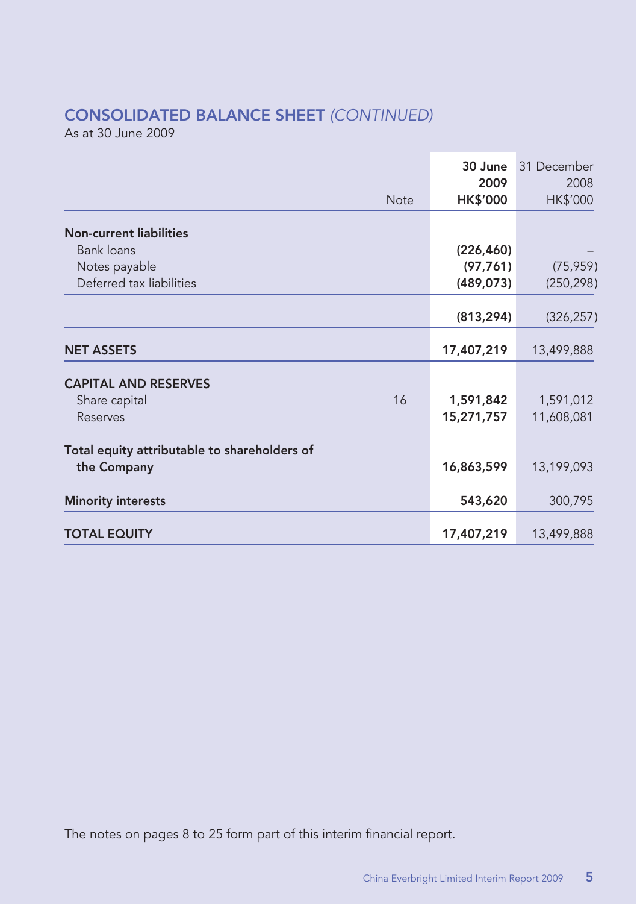## CONSOLIDATED BALANCE SHEET *(CONTINUED)*

As at 30 June 2009

| | Note | **30 June 2009 HK$'000** | 31 December 2008 HK$'000 |
|---|---|---|---|
| **Non-current liabilities** | | | |
| Bank loans | | **(226,460)** | – |
| Notes payable | | **(97,761)** | (75,959) |
| Deferred tax liabilities | | **(489,073)** | (250,298) |
| | | **(813,294)** | (326,257) |
| **NET ASSETS** | | **17,407,219** | 13,499,888 |
| **CAPITAL AND RESERVES** | | | |
| Share capital | 16 | **1,591,842** | 1,591,012 |
| Reserves | | **15,271,757** | 11,608,081 |
| **Total equity attributable to shareholders of the Company** | | **16,863,599** | 13,199,093 |
| **Minority interests** | | **543,620** | 300,795 |
| **TOTAL EQUITY** | | **17,407,219** | 13,499,888 |

The notes on pages 8 to 25 form part of this interim financial report.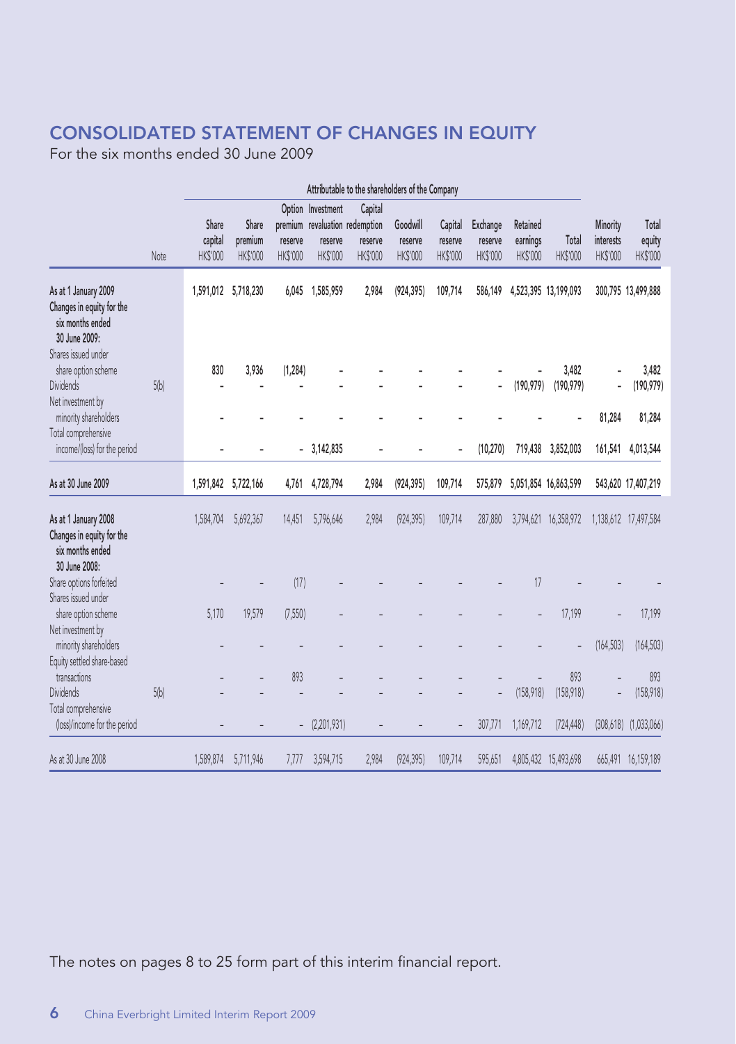# CONSOLIDATED STATEMENT OF CHANGES IN EQUITY

For the six months ended 30 June 2009

| | Note | Attributable to the shareholders of the Company | | | | | | | | | | Minority interests | Total equity |
|---|---|---|---|---|---|---|---|---|---|---|---|---|---|
| | | Share capital | Share premium | Option premium reserve | Investment revaluation reserve | Capital redemption reserve | Goodwill reserve | Capital reserve | Exchange reserve | Retained earnings | Total | | |
| | | HK$'000 | HK$'000 | HK$'000 | HK$'000 | HK$'000 | HK$'000 | HK$'000 | HK$'000 | HK$'000 | HK$'000 | HK$'000 | HK$'000 |
| **As at 1 January 2009** | | 1,591,012 | 5,718,230 | 6,045 | 1,585,959 | 2,984 | (924,395) | 109,714 | 586,149 | 4,523,395 | 13,199,093 | 300,795 | 13,499,888 |
| **Changes in equity for the six months ended 30 June 2009:** | | | | | | | | | | | | | |
| Shares issued under share option scheme | | 830 | 3,936 | (1,284) | - | - | - | - | - | - | 3,482 | - | 3,482 |
| Dividends | 5(b) | - | - | - | - | - | - | - | - | (190,979) | (190,979) | - | (190,979) |
| Net investment by minority shareholders | | - | - | - | - | - | - | - | - | - | - | 81,284 | 81,284 |
| Total comprehensive income/(loss) for the period | | - | - | - | 3,142,835 | - | - | - | (10,270) | 719,438 | 3,852,003 | 161,541 | 4,013,544 |
| **As at 30 June 2009** | | 1,591,842 | 5,722,166 | 4,761 | 4,728,794 | 2,984 | (924,395) | 109,714 | 575,879 | 5,051,854 | 16,863,599 | 543,620 | 17,407,219 |
| **As at 1 January 2008** | | 1,584,704 | 5,692,367 | 14,451 | 5,796,646 | 2,984 | (924,395) | 109,714 | 287,880 | 3,794,621 | 16,358,972 | 1,138,612 | 17,497,584 |
| **Changes in equity for the six months ended 30 June 2008:** | | | | | | | | | | | | | |
| Share options forfeited | | - | - | (17) | - | - | - | - | - | 17 | - | - | - |
| Shares issued under share option scheme | | 5,170 | 19,579 | (7,550) | - | - | - | - | - | - | 17,199 | - | 17,199 |
| Net investment by minority shareholders | | - | - | - | - | - | - | - | - | - | - | (164,503) | (164,503) |
| Equity settled share-based transactions | | - | - | 893 | - | - | - | - | - | - | 893 | - | 893 |
| Dividends | 5(b) | - | - | - | - | - | - | - | - | (158,918) | (158,918) | - | (158,918) |
| Total comprehensive (loss)/income for the period | | - | - | - | (2,201,931) | - | - | - | 307,771 | 1,169,712 | (724,448) | (308,618) | (1,033,066) |
| As at 30 June 2008 | | 1,589,874 | 5,711,946 | 7,777 | 3,594,715 | 2,984 | (924,395) | 109,714 | 595,651 | 4,805,432 | 15,493,698 | 665,491 | 16,159,189 |

The notes on pages 8 to 25 form part of this interim financial report.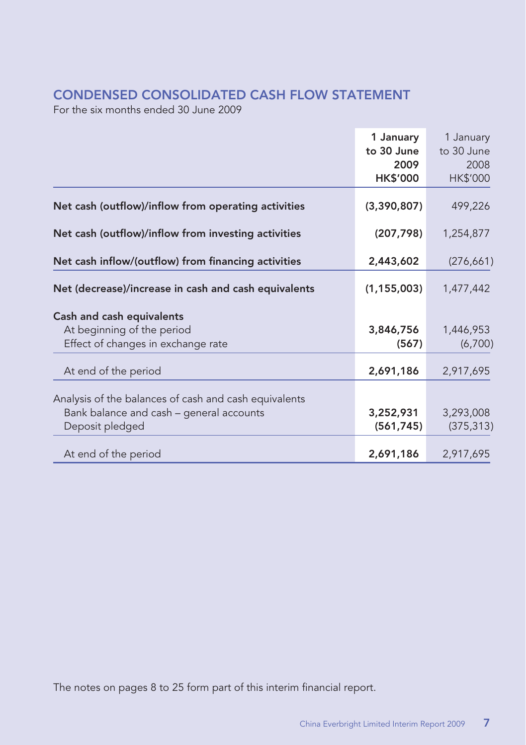## CONDENSED CONSOLIDATED CASH FLOW STATEMENT

For the six months ended 30 June 2009

| | **1 January to 30 June 2009 HK$'000** | 1 January to 30 June 2008 HK$'000 |
|---|---|---|
| **Net cash (outflow)/inflow from operating activities** | **(3,390,807)** | 499,226 |
| **Net cash (outflow)/inflow from investing activities** | **(207,798)** | 1,254,877 |
| **Net cash inflow/(outflow) from financing activities** | **2,443,602** | (276,661) |
| **Net (decrease)/increase in cash and cash equivalents** | **(1,155,003)** | 1,477,442 |
| **Cash and cash equivalents** | | |
| At beginning of the period | **3,846,756** | 1,446,953 |
| Effect of changes in exchange rate | **(567)** | (6,700) |
| At end of the period | **2,691,186** | 2,917,695 |
| Analysis of the balances of cash and cash equivalents | | |
| Bank balance and cash – general accounts | **3,252,931** | 3,293,008 |
| Deposit pledged | **(561,745)** | (375,313) |
| At end of the period | **2,691,186** | 2,917,695 |

The notes on pages 8 to 25 form part of this interim financial report.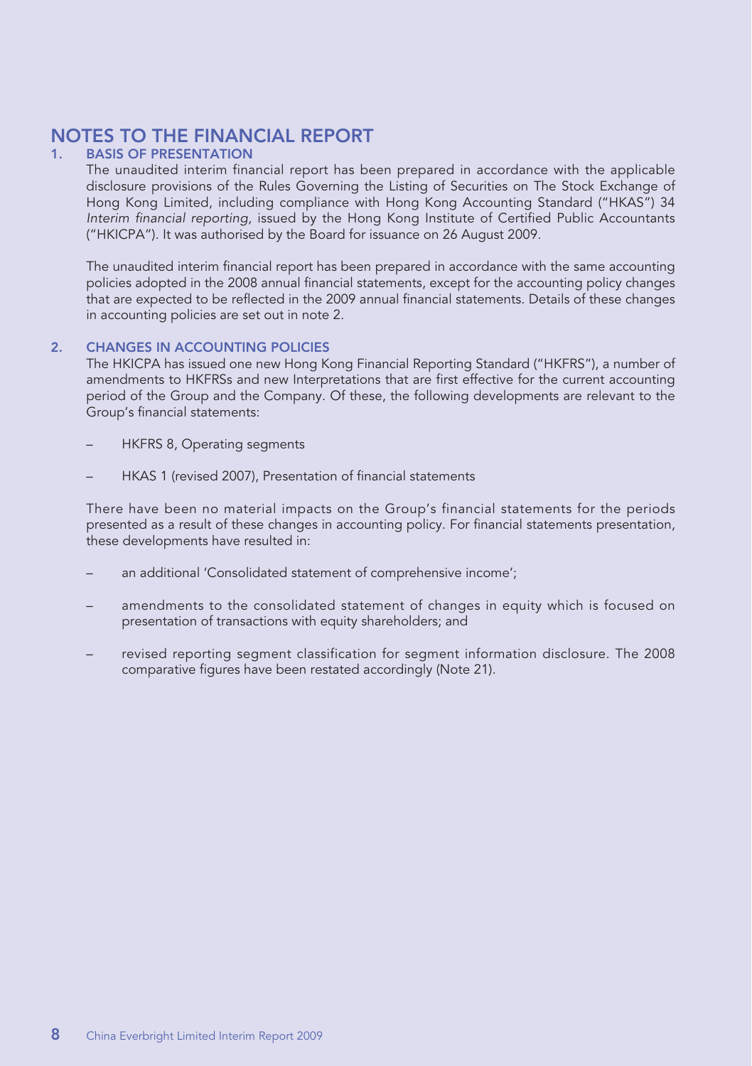# NOTES TO THE FINANCIAL REPORT

## 1. BASIS OF PRESENTATION

The unaudited interim financial report has been prepared in accordance with the applicable disclosure provisions of the Rules Governing the Listing of Securities on The Stock Exchange of Hong Kong Limited, including compliance with Hong Kong Accounting Standard ("HKAS") 34 *Interim financial reporting*, issued by the Hong Kong Institute of Certified Public Accountants ("HKICPA"). It was authorised by the Board for issuance on 26 August 2009.

The unaudited interim financial report has been prepared in accordance with the same accounting policies adopted in the 2008 annual financial statements, except for the accounting policy changes that are expected to be reflected in the 2009 annual financial statements. Details of these changes in accounting policies are set out in note 2.

## 2. CHANGES IN ACCOUNTING POLICIES

The HKICPA has issued one new Hong Kong Financial Reporting Standard ("HKFRS"), a number of amendments to HKFRSs and new Interpretations that are first effective for the current accounting period of the Group and the Company. Of these, the following developments are relevant to the Group's financial statements:

- HKFRS 8, Operating segments
- HKAS 1 (revised 2007), Presentation of financial statements

There have been no material impacts on the Group's financial statements for the periods presented as a result of these changes in accounting policy. For financial statements presentation, these developments have resulted in:

- an additional 'Consolidated statement of comprehensive income';
- amendments to the consolidated statement of changes in equity which is focused on presentation of transactions with equity shareholders; and
- revised reporting segment classification for segment information disclosure. The 2008 comparative figures have been restated accordingly (Note 21).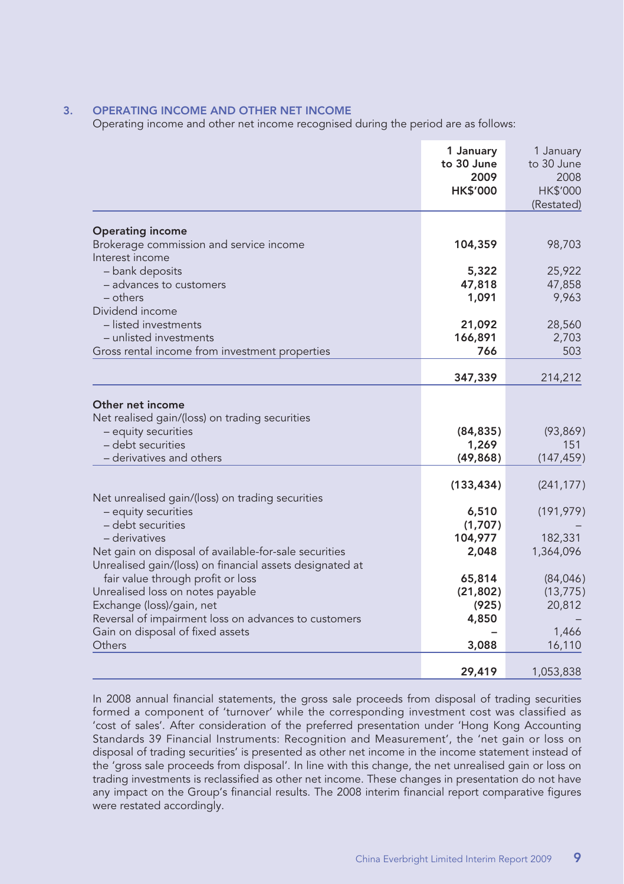### 3. OPERATING INCOME AND OTHER NET INCOME

Operating income and other net income recognised during the period are as follows:

| | **1 January to 30 June 2009 HK$'000** | 1 January to 30 June 2008 HK$'000 (Restated) |
|---|---|---|
| **Operating income** | | |
| Brokerage commission and service income | **104,359** | 98,703 |
| Interest income | | |
| – bank deposits | **5,322** | 25,922 |
| – advances to customers | **47,818** | 47,858 |
| – others | **1,091** | 9,963 |
| Dividend income | | |
| – listed investments | **21,092** | 28,560 |
| – unlisted investments | **166,891** | 2,703 |
| Gross rental income from investment properties | **766** | 503 |
| | **347,339** | 214,212 |
| **Other net income** | | |
| Net realised gain/(loss) on trading securities | | |
| – equity securities | **(84,835)** | (93,869) |
| – debt securities | **1,269** | 151 |
| – derivatives and others | **(49,868)** | (147,459) |
| | **(133,434)** | (241,177) |
| Net unrealised gain/(loss) on trading securities | | |
| – equity securities | **6,510** | (191,979) |
| – debt securities | **(1,707)** | – |
| – derivatives | **104,977** | 182,331 |
| Net gain on disposal of available-for-sale securities | **2,048** | 1,364,096 |
| Unrealised gain/(loss) on financial assets designated at fair value through profit or loss | **65,814** | (84,046) |
| Unrealised loss on notes payable | **(21,802)** | (13,775) |
| Exchange (loss)/gain, net | **(925)** | 20,812 |
| Reversal of impairment loss on advances to customers | **4,850** | – |
| Gain on disposal of fixed assets | **–** | 1,466 |
| Others | **3,088** | 16,110 |
| | **29,419** | 1,053,838 |

In 2008 annual financial statements, the gross sale proceeds from disposal of trading securities formed a component of 'turnover' while the corresponding investment cost was classified as 'cost of sales'. After consideration of the preferred presentation under 'Hong Kong Accounting Standards 39 Financial Instruments: Recognition and Measurement', the 'net gain or loss on disposal of trading securities' is presented as other net income in the income statement instead of the 'gross sale proceeds from disposal'. In line with this change, the net unrealised gain or loss on trading investments is reclassified as other net income. These changes in presentation do not have any impact on the Group's financial results. The 2008 interim financial report comparative figures were restated accordingly.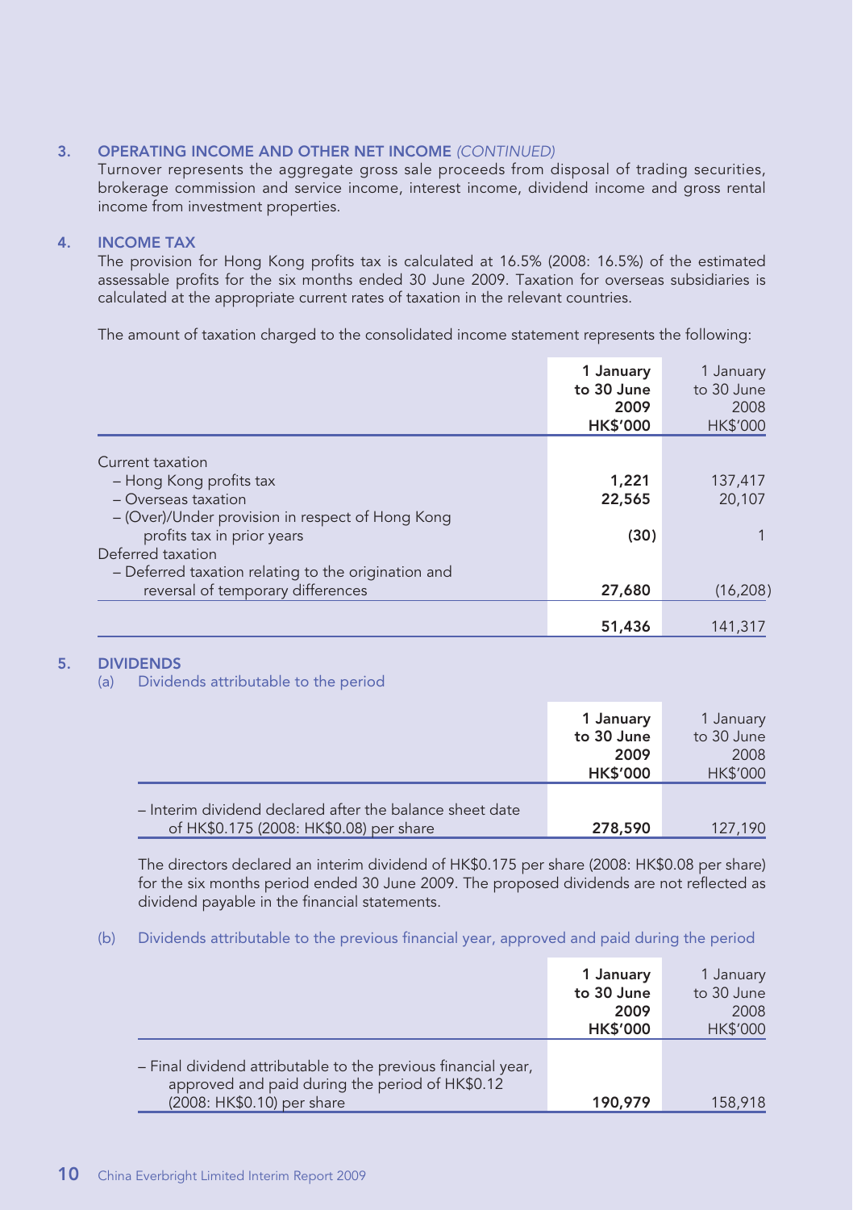## 3. OPERATING INCOME AND OTHER NET INCOME *(CONTINUED)*

Turnover represents the aggregate gross sale proceeds from disposal of trading securities, brokerage commission and service income, interest income, dividend income and gross rental income from investment properties.

## 4. INCOME TAX

The provision for Hong Kong profits tax is calculated at 16.5% (2008: 16.5%) of the estimated assessable profits for the six months ended 30 June 2009. Taxation for overseas subsidiaries is calculated at the appropriate current rates of taxation in the relevant countries.

The amount of taxation charged to the consolidated income statement represents the following:

| | **1 January to 30 June 2009 HK$'000** | 1 January to 30 June 2008 HK$'000 |
|---|---|---|
| Current taxation | | |
| – Hong Kong profits tax | **1,221** | 137,417 |
| – Overseas taxation | **22,565** | 20,107 |
| – (Over)/Under provision in respect of Hong Kong profits tax in prior years | **(30)** | 1 |
| Deferred taxation | | |
| – Deferred taxation relating to the origination and reversal of temporary differences | **27,680** | (16,208) |
| | **51,436** | 141,317 |

## 5. DIVIDENDS

(a) Dividends attributable to the period

| | **1 January to 30 June 2009 HK$'000** | 1 January to 30 June 2008 HK$'000 |
|---|---|---|
| – Interim dividend declared after the balance sheet date of HK$0.175 (2008: HK$0.08) per share | **278,590** | 127,190 |

The directors declared an interim dividend of HK$0.175 per share (2008: HK$0.08 per share) for the six months period ended 30 June 2009. The proposed dividends are not reflected as dividend payable in the financial statements.

(b) Dividends attributable to the previous financial year, approved and paid during the period

| | **1 January to 30 June 2009 HK$'000** | 1 January to 30 June 2008 HK$'000 |
|---|---|---|
| – Final dividend attributable to the previous financial year, approved and paid during the period of HK$0.12 (2008: HK$0.10) per share | **190,979** | 158,918 |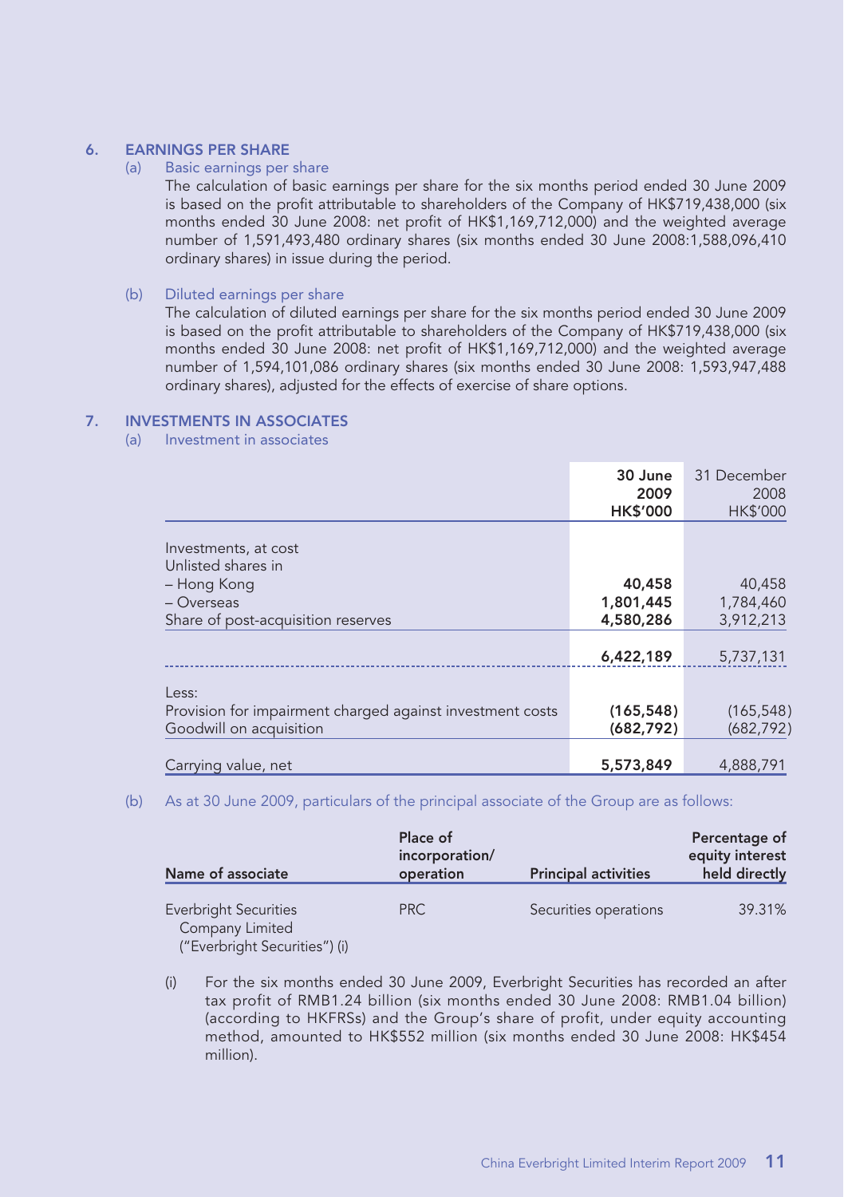## 6. EARNINGS PER SHARE

### (a) Basic earnings per share

The calculation of basic earnings per share for the six months period ended 30 June 2009 is based on the profit attributable to shareholders of the Company of HK$719,438,000 (six months ended 30 June 2008: net profit of HK$1,169,712,000) and the weighted average number of 1,591,493,480 ordinary shares (six months ended 30 June 2008:1,588,096,410 ordinary shares) in issue during the period.

### (b) Diluted earnings per share

The calculation of diluted earnings per share for the six months period ended 30 June 2009 is based on the profit attributable to shareholders of the Company of HK$719,438,000 (six months ended 30 June 2008: net profit of HK$1,169,712,000) and the weighted average number of 1,594,101,086 ordinary shares (six months ended 30 June 2008: 1,593,947,488 ordinary shares), adjusted for the effects of exercise of share options.

## 7. INVESTMENTS IN ASSOCIATES

### (a) Investment in associates

| | **30 June 2009 HK$'000** | 31 December 2008 HK$'000 |
|---|---|---|
| Investments, at cost | | |
| Unlisted shares in | | |
| – Hong Kong | **40,458** | 40,458 |
| – Overseas | **1,801,445** | 1,784,460 |
| Share of post-acquisition reserves | **4,580,286** | 3,912,213 |
| | **6,422,189** | 5,737,131 |
| Less: | | |
| Provision for impairment charged against investment costs | **(165,548)** | (165,548) |
| Goodwill on acquisition | **(682,792)** | (682,792) |
| Carrying value, net | **5,573,849** | 4,888,791 |

### (b) As at 30 June 2009, particulars of the principal associate of the Group are as follows:

| Name of associate | Place of incorporation/ operation | Principal activities | Percentage of equity interest held directly |
|---|---|---|---|
| Everbright Securities Company Limited ("Everbright Securities") (i) | PRC | Securities operations | 39.31% |

(i) For the six months ended 30 June 2009, Everbright Securities has recorded an after tax profit of RMB1.24 billion (six months ended 30 June 2008: RMB1.04 billion) (according to HKFRSs) and the Group's share of profit, under equity accounting method, amounted to HK$552 million (six months ended 30 June 2008: HK$454 million).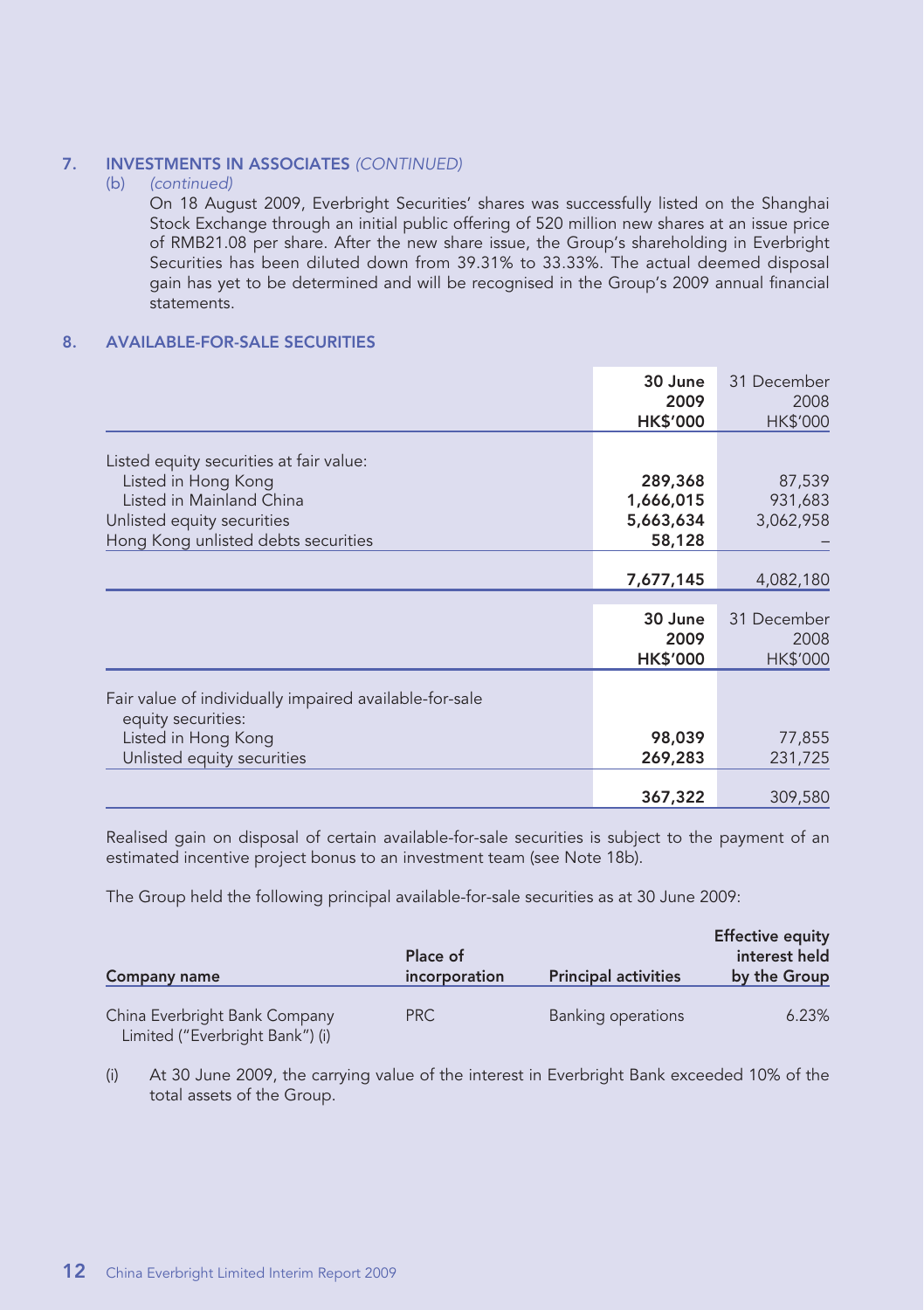## 7. INVESTMENTS IN ASSOCIATES *(CONTINUED)*

(b) *(continued)*

On 18 August 2009, Everbright Securities' shares was successfully listed on the Shanghai Stock Exchange through an initial public offering of 520 million new shares at an issue price of RMB21.08 per share. After the new share issue, the Group's shareholding in Everbright Securities has been diluted down from 39.31% to 33.33%. The actual deemed disposal gain has yet to be determined and will be recognised in the Group's 2009 annual financial statements.

## 8. AVAILABLE-FOR-SALE SECURITIES

| | **30 June 2009 HK$'000** | 31 December 2008 HK$'000 |
|---|---|---|
| Listed equity securities at fair value: | | |
| Listed in Hong Kong | **289,368** | 87,539 |
| Listed in Mainland China | **1,666,015** | 931,683 |
| Unlisted equity securities | **5,663,634** | 3,062,958 |
| Hong Kong unlisted debts securities | **58,128** | – |
| | **7,677,145** | 4,082,180 |

| | **30 June 2009 HK$'000** | 31 December 2008 HK$'000 |
|---|---|---|
| Fair value of individually impaired available-for-sale equity securities: | | |
| Listed in Hong Kong | **98,039** | 77,855 |
| Unlisted equity securities | **269,283** | 231,725 |
| | **367,322** | 309,580 |

Realised gain on disposal of certain available-for-sale securities is subject to the payment of an estimated incentive project bonus to an investment team (see Note 18b).

The Group held the following principal available-for-sale securities as at 30 June 2009:

| **Company name** | **Place of incorporation** | **Principal activities** | **Effective equity interest held by the Group** |
|---|---|---|---|
| China Everbright Bank Company Limited ("Everbright Bank") (i) | PRC | Banking operations | 6.23% |

(i) At 30 June 2009, the carrying value of the interest in Everbright Bank exceeded 10% of the total assets of the Group.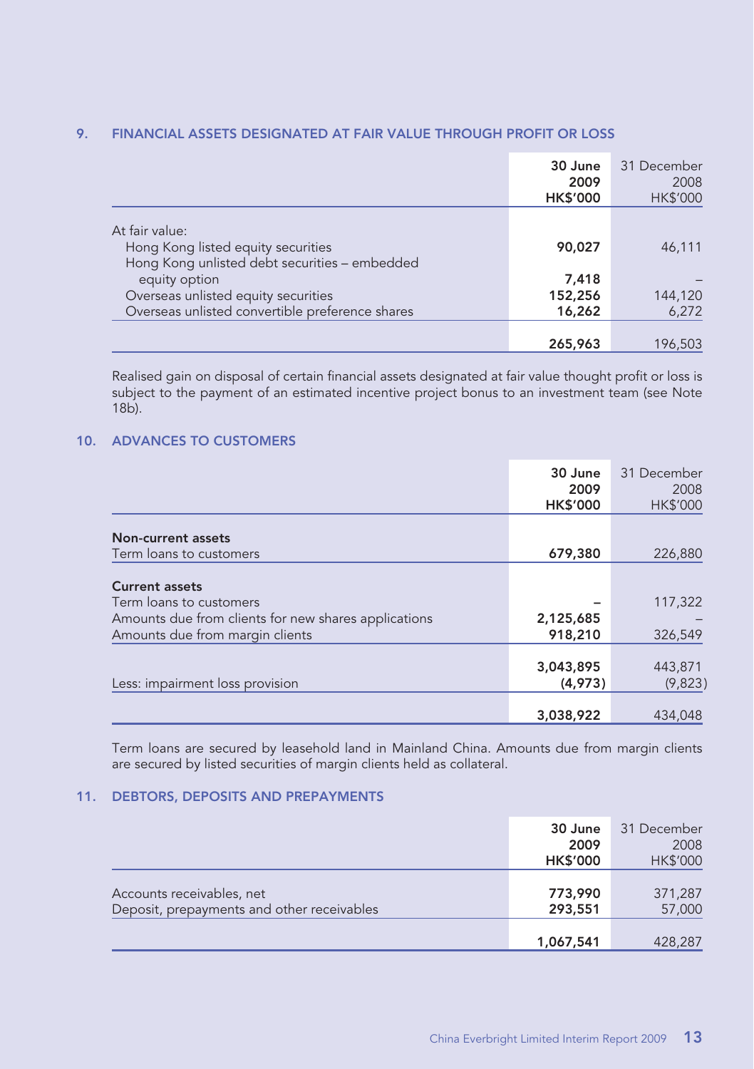## 9. FINANCIAL ASSETS DESIGNATED AT FAIR VALUE THROUGH PROFIT OR LOSS

| | 30 June 2009 HK$'000 | 31 December 2008 HK$'000 |
|---|---|---|
| At fair value: | | |
| Hong Kong listed equity securities | **90,027** | 46,111 |
| Hong Kong unlisted debt securities – embedded equity option | **7,418** | – |
| Overseas unlisted equity securities | **152,256** | 144,120 |
| Overseas unlisted convertible preference shares | **16,262** | 6,272 |
| | **265,963** | 196,503 |

Realised gain on disposal of certain financial assets designated at fair value thought profit or loss is subject to the payment of an estimated incentive project bonus to an investment team (see Note 18b).

## 10. ADVANCES TO CUSTOMERS

| | 30 June 2009 HK$'000 | 31 December 2008 HK$'000 |
|---|---|---|
| **Non-current assets** | | |
| Term loans to customers | **679,380** | 226,880 |
| **Current assets** | | |
| Term loans to customers | **–** | 117,322 |
| Amounts due from clients for new shares applications | **2,125,685** | – |
| Amounts due from margin clients | **918,210** | 326,549 |
| | **3,043,895** | 443,871 |
| Less: impairment loss provision | **(4,973)** | (9,823) |
| | **3,038,922** | 434,048 |

Term loans are secured by leasehold land in Mainland China. Amounts due from margin clients are secured by listed securities of margin clients held as collateral.

## 11. DEBTORS, DEPOSITS AND PREPAYMENTS

| | 30 June 2009 HK$'000 | 31 December 2008 HK$'000 |
|---|---|---|
| Accounts receivables, net | **773,990** | 371,287 |
| Deposit, prepayments and other receivables | **293,551** | 57,000 |
| | **1,067,541** | 428,287 |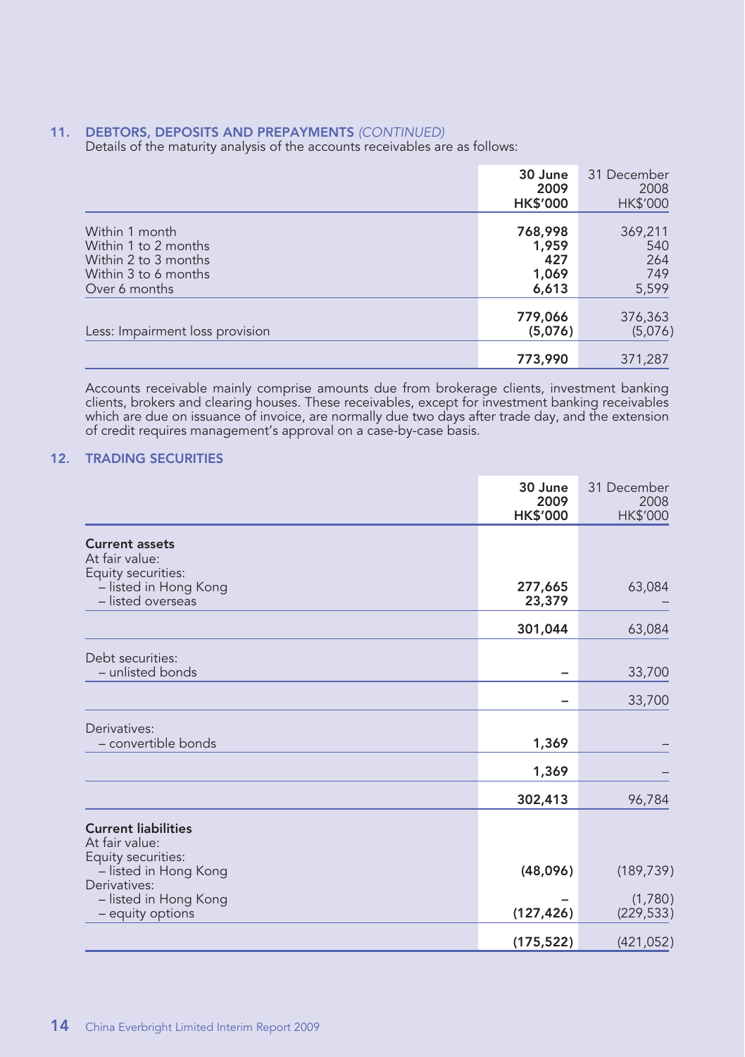## 11. DEBTORS, DEPOSITS AND PREPAYMENTS *(CONTINUED)*

Details of the maturity analysis of the accounts receivables are as follows:

| | 30 June 2009 HK$'000 | 31 December 2008 HK$'000 |
|---|---|---|
| Within 1 month | 768,998 | 369,211 |
| Within 1 to 2 months | 1,959 | 540 |
| Within 2 to 3 months | 427 | 264 |
| Within 3 to 6 months | 1,069 | 749 |
| Over 6 months | 6,613 | 5,599 |
| | 779,066 | 376,363 |
| Less: Impairment loss provision | (5,076) | (5,076) |
| | 773,990 | 371,287 |

Accounts receivable mainly comprise amounts due from brokerage clients, investment banking clients, brokers and clearing houses. These receivables, except for investment banking receivables which are due on issuance of invoice, are normally due two days after trade day, and the extension of credit requires management's approval on a case-by-case basis.

## 12. TRADING SECURITIES

| | 30 June 2009 HK$'000 | 31 December 2008 HK$'000 |
|---|---|---|
| **Current assets** | | |
| At fair value: | | |
| Equity securities: | | |
| – listed in Hong Kong | 277,665 | 63,084 |
| – listed overseas | 23,379 | – |
| | 301,044 | 63,084 |
| Debt securities: | | |
| – unlisted bonds | – | 33,700 |
| | – | 33,700 |
| Derivatives: | | |
| – convertible bonds | 1,369 | – |
| | 1,369 | – |
| | 302,413 | 96,784 |
| **Current liabilities** | | |
| At fair value: | | |
| Equity securities: | | |
| – listed in Hong Kong | (48,096) | (189,739) |
| Derivatives: | | |
| – listed in Hong Kong | – | (1,780) |
| – equity options | (127,426) | (229,533) |
| | (175,522) | (421,052) |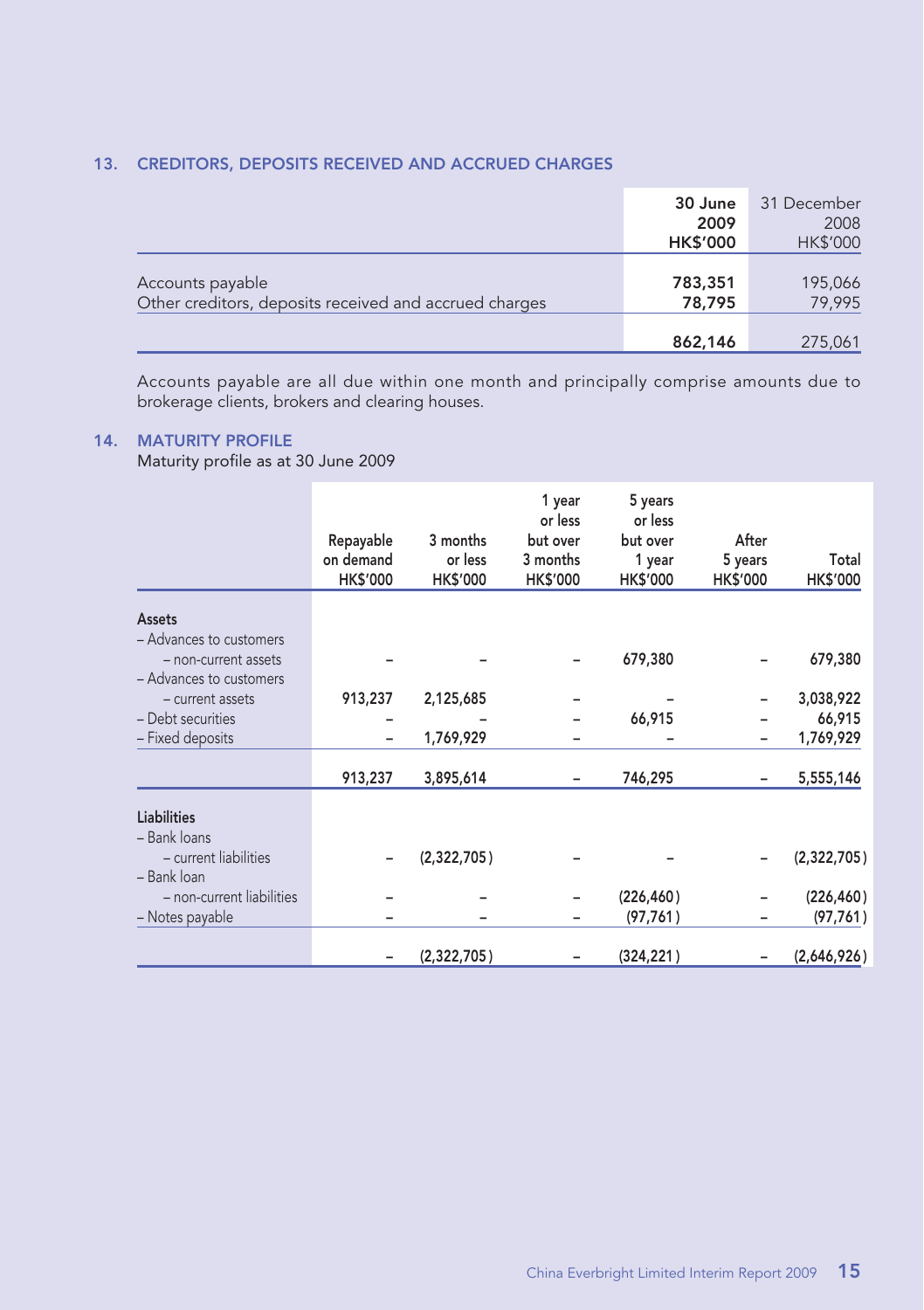## 13. CREDITORS, DEPOSITS RECEIVED AND ACCRUED CHARGES

| | 30 June 2009 HK$'000 | 31 December 2008 HK$'000 |
|---|---|---|
| Accounts payable | 783,351 | 195,066 |
| Other creditors, deposits received and accrued charges | 78,795 | 79,995 |
| | 862,146 | 275,061 |

Accounts payable are all due within one month and principally comprise amounts due to brokerage clients, brokers and clearing houses.

## 14. MATURITY PROFILE

Maturity profile as at 30 June 2009

| | Repayable on demand HK$'000 | 3 months or less HK$'000 | 1 year or less but over 3 months HK$'000 | 5 years or less but over 1 year HK$'000 | After 5 years HK$'000 | Total HK$'000 |
|---|---|---|---|---|---|---|
| **Assets** | | | | | | |
| – Advances to customers – non-current assets | – | – | – | 679,380 | – | 679,380 |
| – Advances to customers – current assets | 913,237 | 2,125,685 | – | – | – | 3,038,922 |
| – Debt securities | – | – | – | 66,915 | – | 66,915 |
| – Fixed deposits | – | 1,769,929 | – | – | – | 1,769,929 |
| | 913,237 | 3,895,614 | – | 746,295 | – | 5,555,146 |
| **Liabilities** | | | | | | |
| – Bank loans – current liabilities | – | (2,322,705) | – | – | – | (2,322,705) |
| – Bank loan – non-current liabilities | – | – | – | (226,460) | – | (226,460) |
| – Notes payable | – | – | – | (97,761) | – | (97,761) |
| | – | (2,322,705) | – | (324,221) | – | (2,646,926) |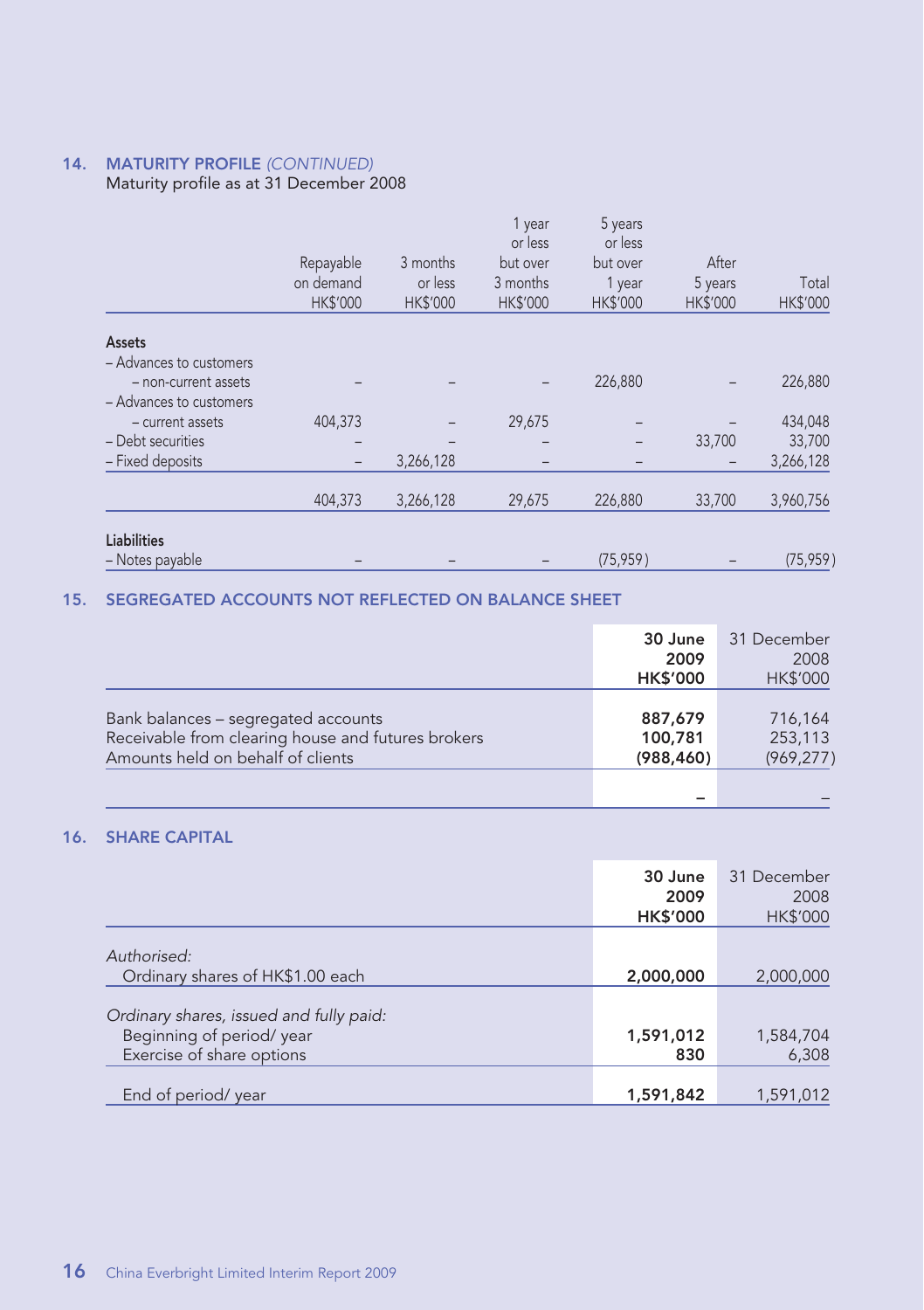## 14. MATURITY PROFILE *(CONTINUED)*

Maturity profile as at 31 December 2008

| | Repayable on demand HK$'000 | 3 months or less HK$'000 | 1 year or less but over 3 months HK$'000 | 5 years or less but over 1 year HK$'000 | After 5 years HK$'000 | Total HK$'000 |
|---|---|---|---|---|---|---|
| **Assets** | | | | | | |
| – Advances to customers | | | | | | |
| – non-current assets | – | – | – | 226,880 | – | 226,880 |
| – Advances to customers | | | | | | |
| – current assets | 404,373 | – | 29,675 | – | – | 434,048 |
| – Debt securities | – | – | – | – | 33,700 | 33,700 |
| – Fixed deposits | – | 3,266,128 | – | – | – | 3,266,128 |
| | 404,373 | 3,266,128 | 29,675 | 226,880 | 33,700 | 3,960,756 |
| **Liabilities** | | | | | | |
| – Notes payable | – | – | – | (75,959) | – | (75,959) |

## 15. SEGREGATED ACCOUNTS NOT REFLECTED ON BALANCE SHEET

| | **30 June 2009 HK$'000** | 31 December 2008 HK$'000 |
|---|---|---|
| Bank balances – segregated accounts | **887,679** | 716,164 |
| Receivable from clearing house and futures brokers | **100,781** | 253,113 |
| Amounts held on behalf of clients | **(988,460)** | (969,277) |
| | **–** | – |

## 16. SHARE CAPITAL

| | **30 June 2009 HK$'000** | 31 December 2008 HK$'000 |
|---|---|---|
| *Authorised:* | | |
| Ordinary shares of HK$1.00 each | **2,000,000** | 2,000,000 |
| *Ordinary shares, issued and fully paid:* | | |
| Beginning of period/ year | **1,591,012** | 1,584,704 |
| Exercise of share options | **830** | 6,308 |
| End of period/ year | **1,591,842** | 1,591,012 |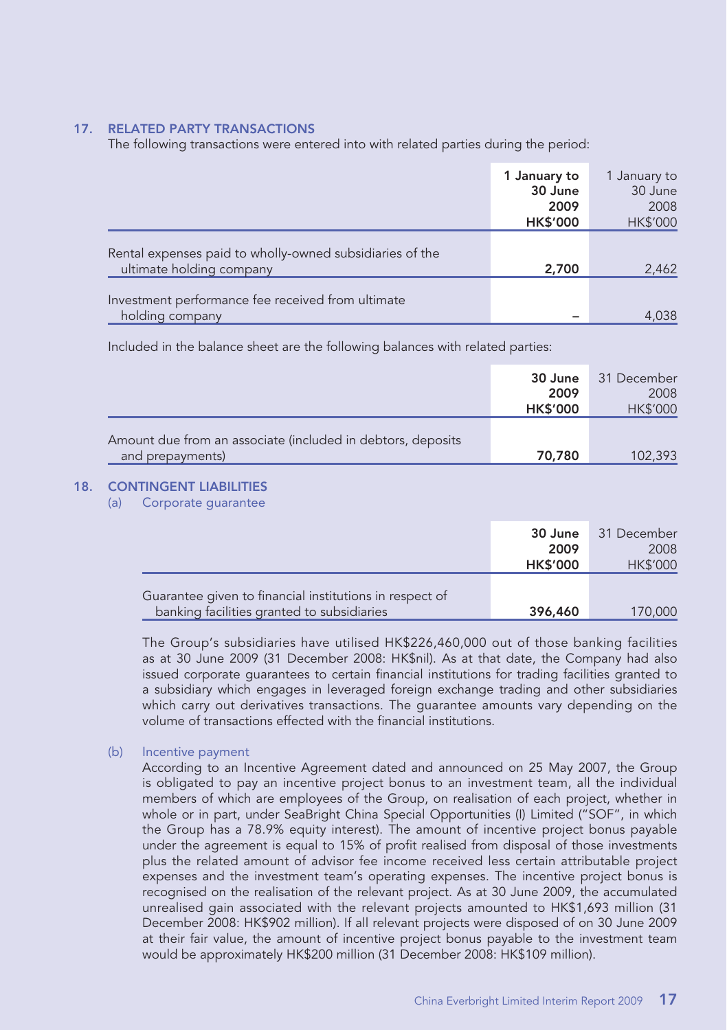## 17. RELATED PARTY TRANSACTIONS

The following transactions were entered into with related parties during the period:

| | 1 January to 30 June 2009 HK$'000 | 1 January to 30 June 2008 HK$'000 |
|---|---|---|
| Rental expenses paid to wholly-owned subsidiaries of the ultimate holding company | 2,700 | 2,462 |
| Investment performance fee received from ultimate holding company | – | 4,038 |

Included in the balance sheet are the following balances with related parties:

| | 30 June 2009 HK$'000 | 31 December 2008 HK$'000 |
|---|---|---|
| Amount due from an associate (included in debtors, deposits and prepayments) | 70,780 | 102,393 |

## 18. CONTINGENT LIABILITIES

### (a) Corporate guarantee

| | 30 June 2009 HK$'000 | 31 December 2008 HK$'000 |
|---|---|---|
| Guarantee given to financial institutions in respect of banking facilities granted to subsidiaries | 396,460 | 170,000 |

The Group's subsidiaries have utilised HK$226,460,000 out of those banking facilities as at 30 June 2009 (31 December 2008: HK$nil). As at that date, the Company had also issued corporate guarantees to certain financial institutions for trading facilities granted to a subsidiary which engages in leveraged foreign exchange trading and other subsidiaries which carry out derivatives transactions. The guarantee amounts vary depending on the volume of transactions effected with the financial institutions.

### (b) Incentive payment

According to an Incentive Agreement dated and announced on 25 May 2007, the Group is obligated to pay an incentive project bonus to an investment team, all the individual members of which are employees of the Group, on realisation of each project, whether in whole or in part, under SeaBright China Special Opportunities (I) Limited ("SOF", in which the Group has a 78.9% equity interest). The amount of incentive project bonus payable under the agreement is equal to 15% of profit realised from disposal of those investments plus the related amount of advisor fee income received less certain attributable project expenses and the investment team's operating expenses. The incentive project bonus is recognised on the realisation of the relevant project. As at 30 June 2009, the accumulated unrealised gain associated with the relevant projects amounted to HK$1,693 million (31 December 2008: HK$902 million). If all relevant projects were disposed of on 30 June 2009 at their fair value, the amount of incentive project bonus payable to the investment team would be approximately HK$200 million (31 December 2008: HK$109 million).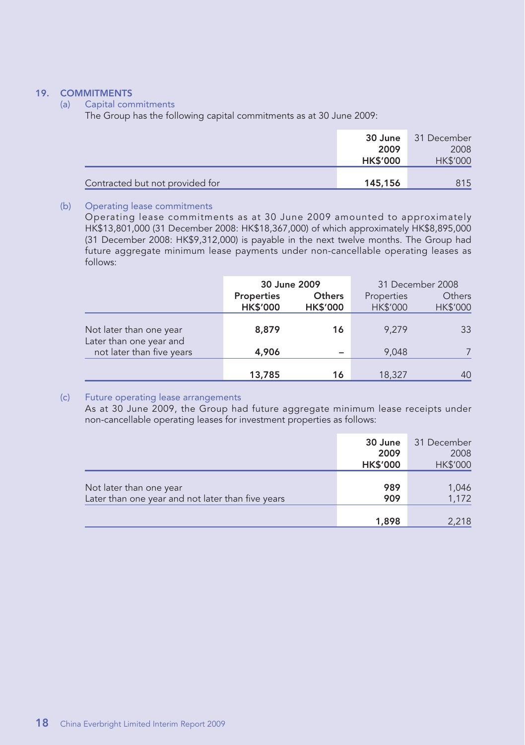## 19. COMMITMENTS

### (a) Capital commitments

The Group has the following capital commitments as at 30 June 2009:

| | 30 June 2009 HK$'000 | 31 December 2008 HK$'000 |
|---|---|---|
| Contracted but not provided for | 145,156 | 815 |

### (b) Operating lease commitments

Operating lease commitments as at 30 June 2009 amounted to approximately HK$13,801,000 (31 December 2008: HK$18,367,000) of which approximately HK$8,895,000 (31 December 2008: HK$9,312,000) is payable in the next twelve months. The Group had future aggregate minimum lease payments under non-cancellable operating leases as follows:

| | 30 June 2009 | | 31 December 2008 | |
|---|---|---|---|---|
| | Properties HK$'000 | Others HK$'000 | Properties HK$'000 | Others HK$'000 |
| Not later than one year | 8,879 | 16 | 9,279 | 33 |
| Later than one year and not later than five years | 4,906 | – | 9,048 | 7 |
| | 13,785 | 16 | 18,327 | 40 |

### (c) Future operating lease arrangements

As at 30 June 2009, the Group had future aggregate minimum lease receipts under non-cancellable operating leases for investment properties as follows:

| | 30 June 2009 HK$'000 | 31 December 2008 HK$'000 |
|---|---|---|
| Not later than one year | 989 | 1,046 |
| Later than one year and not later than five years | 909 | 1,172 |
| | 1,898 | 2,218 |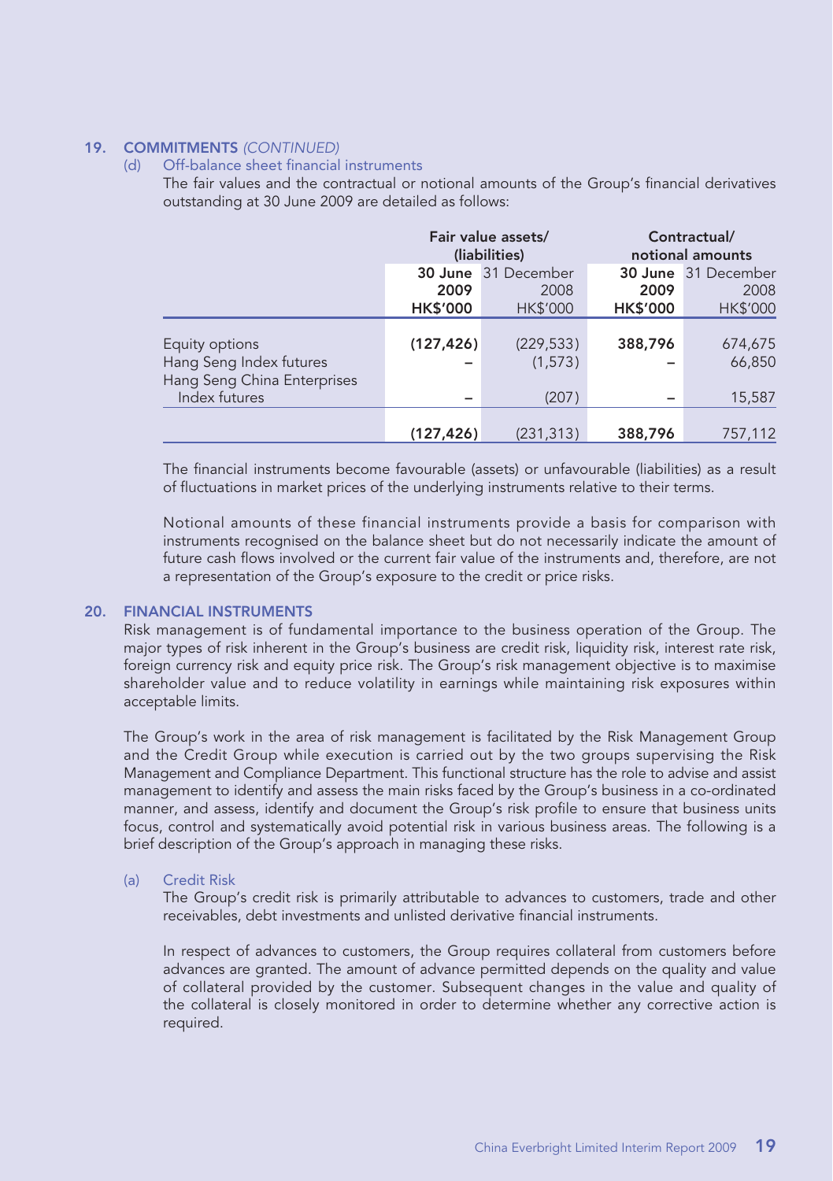## 19. COMMITMENTS *(CONTINUED)*

### (d) Off-balance sheet financial instruments

The fair values and the contractual or notional amounts of the Group's financial derivatives outstanding at 30 June 2009 are detailed as follows:

| | Fair value assets/ (liabilities) | | Contractual/ notional amounts | |
|---|---|---|---|---|
| | **30 June 2009** | 31 December 2008 | **30 June 2009** | 31 December 2008 |
| | **HK$'000** | HK$'000 | **HK$'000** | HK$'000 |
| Equity options | **(127,426)** | (229,533) | **388,796** | 674,675 |
| Hang Seng Index futures | **–** | (1,573) | **–** | 66,850 |
| Hang Seng China Enterprises Index futures | **–** | (207) | **–** | 15,587 |
| | **(127,426)** | (231,313) | **388,796** | 757,112 |

The financial instruments become favourable (assets) or unfavourable (liabilities) as a result of fluctuations in market prices of the underlying instruments relative to their terms.

Notional amounts of these financial instruments provide a basis for comparison with instruments recognised on the balance sheet but do not necessarily indicate the amount of future cash flows involved or the current fair value of the instruments and, therefore, are not a representation of the Group's exposure to the credit or price risks.

## 20. FINANCIAL INSTRUMENTS

Risk management is of fundamental importance to the business operation of the Group. The major types of risk inherent in the Group's business are credit risk, liquidity risk, interest rate risk, foreign currency risk and equity price risk. The Group's risk management objective is to maximise shareholder value and to reduce volatility in earnings while maintaining risk exposures within acceptable limits.

The Group's work in the area of risk management is facilitated by the Risk Management Group and the Credit Group while execution is carried out by the two groups supervising the Risk Management and Compliance Department. This functional structure has the role to advise and assist management to identify and assess the main risks faced by the Group's business in a co-ordinated manner, and assess, identify and document the Group's risk profile to ensure that business units focus, control and systematically avoid potential risk in various business areas. The following is a brief description of the Group's approach in managing these risks.

### (a) Credit Risk

The Group's credit risk is primarily attributable to advances to customers, trade and other receivables, debt investments and unlisted derivative financial instruments.

In respect of advances to customers, the Group requires collateral from customers before advances are granted. The amount of advance permitted depends on the quality and value of collateral provided by the customer. Subsequent changes in the value and quality of the collateral is closely monitored in order to determine whether any corrective action is required.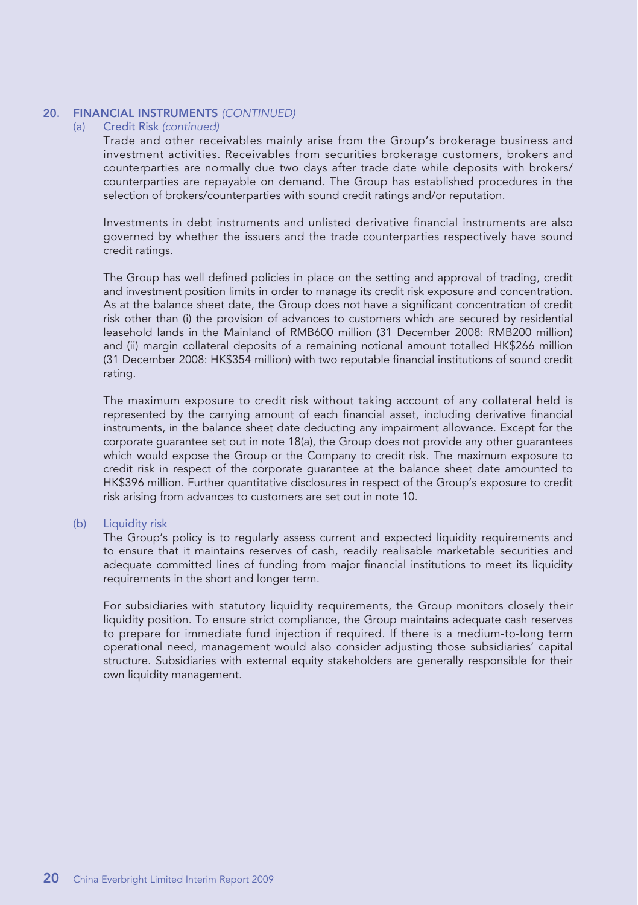## 20. FINANCIAL INSTRUMENTS *(CONTINUED)*

### (a) Credit Risk *(continued)*

Trade and other receivables mainly arise from the Group's brokerage business and investment activities. Receivables from securities brokerage customers, brokers and counterparties are normally due two days after trade date while deposits with brokers/counterparties are repayable on demand. The Group has established procedures in the selection of brokers/counterparties with sound credit ratings and/or reputation.

Investments in debt instruments and unlisted derivative financial instruments are also governed by whether the issuers and the trade counterparties respectively have sound credit ratings.

The Group has well defined policies in place on the setting and approval of trading, credit and investment position limits in order to manage its credit risk exposure and concentration. As at the balance sheet date, the Group does not have a significant concentration of credit risk other than (i) the provision of advances to customers which are secured by residential leasehold lands in the Mainland of RMB600 million (31 December 2008: RMB200 million) and (ii) margin collateral deposits of a remaining notional amount totalled HK$266 million (31 December 2008: HK$354 million) with two reputable financial institutions of sound credit rating.

The maximum exposure to credit risk without taking account of any collateral held is represented by the carrying amount of each financial asset, including derivative financial instruments, in the balance sheet date deducting any impairment allowance. Except for the corporate guarantee set out in note 18(a), the Group does not provide any other guarantees which would expose the Group or the Company to credit risk. The maximum exposure to credit risk in respect of the corporate guarantee at the balance sheet date amounted to HK$396 million. Further quantitative disclosures in respect of the Group's exposure to credit risk arising from advances to customers are set out in note 10.

### (b) Liquidity risk

The Group's policy is to regularly assess current and expected liquidity requirements and to ensure that it maintains reserves of cash, readily realisable marketable securities and adequate committed lines of funding from major financial institutions to meet its liquidity requirements in the short and longer term.

For subsidiaries with statutory liquidity requirements, the Group monitors closely their liquidity position. To ensure strict compliance, the Group maintains adequate cash reserves to prepare for immediate fund injection if required. If there is a medium-to-long term operational need, management would also consider adjusting those subsidiaries' capital structure. Subsidiaries with external equity stakeholders are generally responsible for their own liquidity management.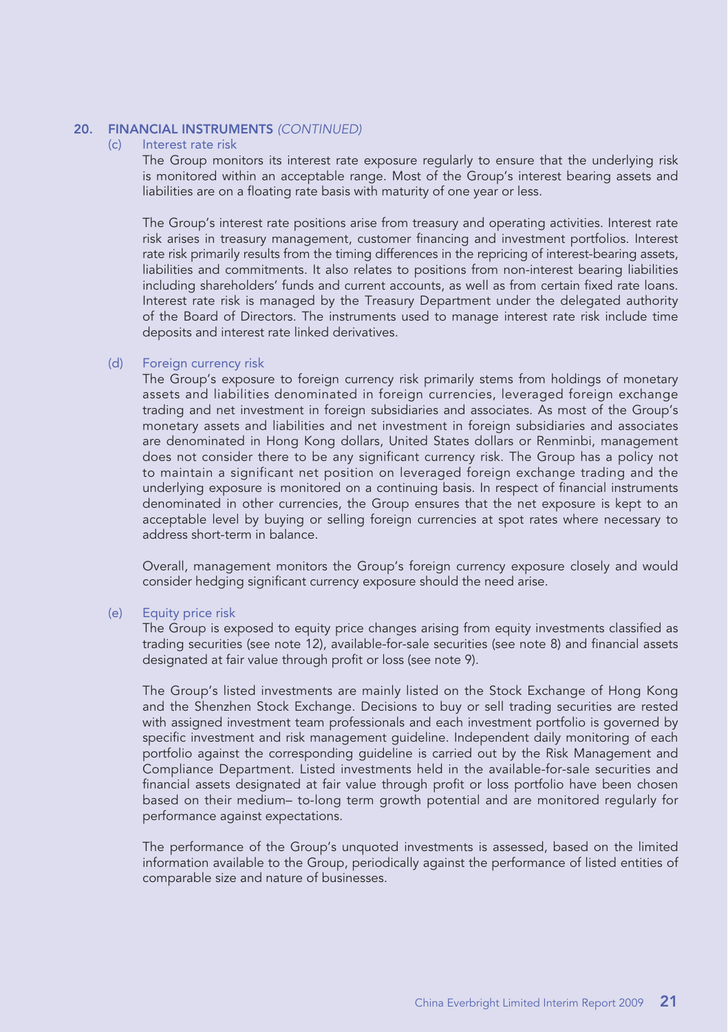## 20. FINANCIAL INSTRUMENTS *(CONTINUED)*

### (c) Interest rate risk

The Group monitors its interest rate exposure regularly to ensure that the underlying risk is monitored within an acceptable range. Most of the Group's interest bearing assets and liabilities are on a floating rate basis with maturity of one year or less.

The Group's interest rate positions arise from treasury and operating activities. Interest rate risk arises in treasury management, customer financing and investment portfolios. Interest rate risk primarily results from the timing differences in the repricing of interest-bearing assets, liabilities and commitments. It also relates to positions from non-interest bearing liabilities including shareholders' funds and current accounts, as well as from certain fixed rate loans. Interest rate risk is managed by the Treasury Department under the delegated authority of the Board of Directors. The instruments used to manage interest rate risk include time deposits and interest rate linked derivatives.

### (d) Foreign currency risk

The Group's exposure to foreign currency risk primarily stems from holdings of monetary assets and liabilities denominated in foreign currencies, leveraged foreign exchange trading and net investment in foreign subsidiaries and associates. As most of the Group's monetary assets and liabilities and net investment in foreign subsidiaries and associates are denominated in Hong Kong dollars, United States dollars or Renminbi, management does not consider there to be any significant currency risk. The Group has a policy not to maintain a significant net position on leveraged foreign exchange trading and the underlying exposure is monitored on a continuing basis. In respect of financial instruments denominated in other currencies, the Group ensures that the net exposure is kept to an acceptable level by buying or selling foreign currencies at spot rates where necessary to address short-term in balance.

Overall, management monitors the Group's foreign currency exposure closely and would consider hedging significant currency exposure should the need arise.

### (e) Equity price risk

The Group is exposed to equity price changes arising from equity investments classified as trading securities (see note 12), available-for-sale securities (see note 8) and financial assets designated at fair value through profit or loss (see note 9).

The Group's listed investments are mainly listed on the Stock Exchange of Hong Kong and the Shenzhen Stock Exchange. Decisions to buy or sell trading securities are rested with assigned investment team professionals and each investment portfolio is governed by specific investment and risk management guideline. Independent daily monitoring of each portfolio against the corresponding guideline is carried out by the Risk Management and Compliance Department. Listed investments held in the available-for-sale securities and financial assets designated at fair value through profit or loss portfolio have been chosen based on their medium– to-long term growth potential and are monitored regularly for performance against expectations.

The performance of the Group's unquoted investments is assessed, based on the limited information available to the Group, periodically against the performance of listed entities of comparable size and nature of businesses.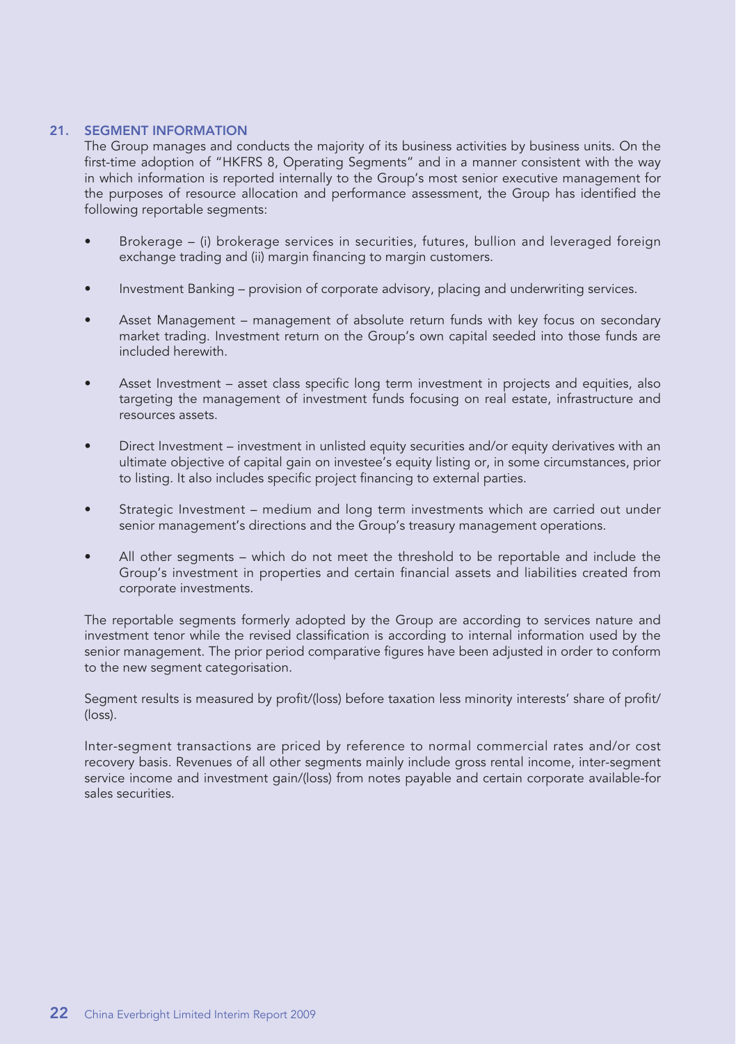## 21. SEGMENT INFORMATION

The Group manages and conducts the majority of its business activities by business units. On the first-time adoption of "HKFRS 8, Operating Segments" and in a manner consistent with the way in which information is reported internally to the Group's most senior executive management for the purposes of resource allocation and performance assessment, the Group has identified the following reportable segments:

- Brokerage – (i) brokerage services in securities, futures, bullion and leveraged foreign exchange trading and (ii) margin financing to margin customers.
- Investment Banking – provision of corporate advisory, placing and underwriting services.
- Asset Management – management of absolute return funds with key focus on secondary market trading. Investment return on the Group's own capital seeded into those funds are included herewith.
- Asset Investment – asset class specific long term investment in projects and equities, also targeting the management of investment funds focusing on real estate, infrastructure and resources assets.
- Direct Investment – investment in unlisted equity securities and/or equity derivatives with an ultimate objective of capital gain on investee's equity listing or, in some circumstances, prior to listing. It also includes specific project financing to external parties.
- Strategic Investment – medium and long term investments which are carried out under senior management's directions and the Group's treasury management operations.
- All other segments – which do not meet the threshold to be reportable and include the Group's investment in properties and certain financial assets and liabilities created from corporate investments.

The reportable segments formerly adopted by the Group are according to services nature and investment tenor while the revised classification is according to internal information used by the senior management. The prior period comparative figures have been adjusted in order to conform to the new segment categorisation.

Segment results is measured by profit/(loss) before taxation less minority interests' share of profit/(loss).

Inter-segment transactions are priced by reference to normal commercial rates and/or cost recovery basis. Revenues of all other segments mainly include gross rental income, inter-segment service income and investment gain/(loss) from notes payable and certain corporate available-for sales securities.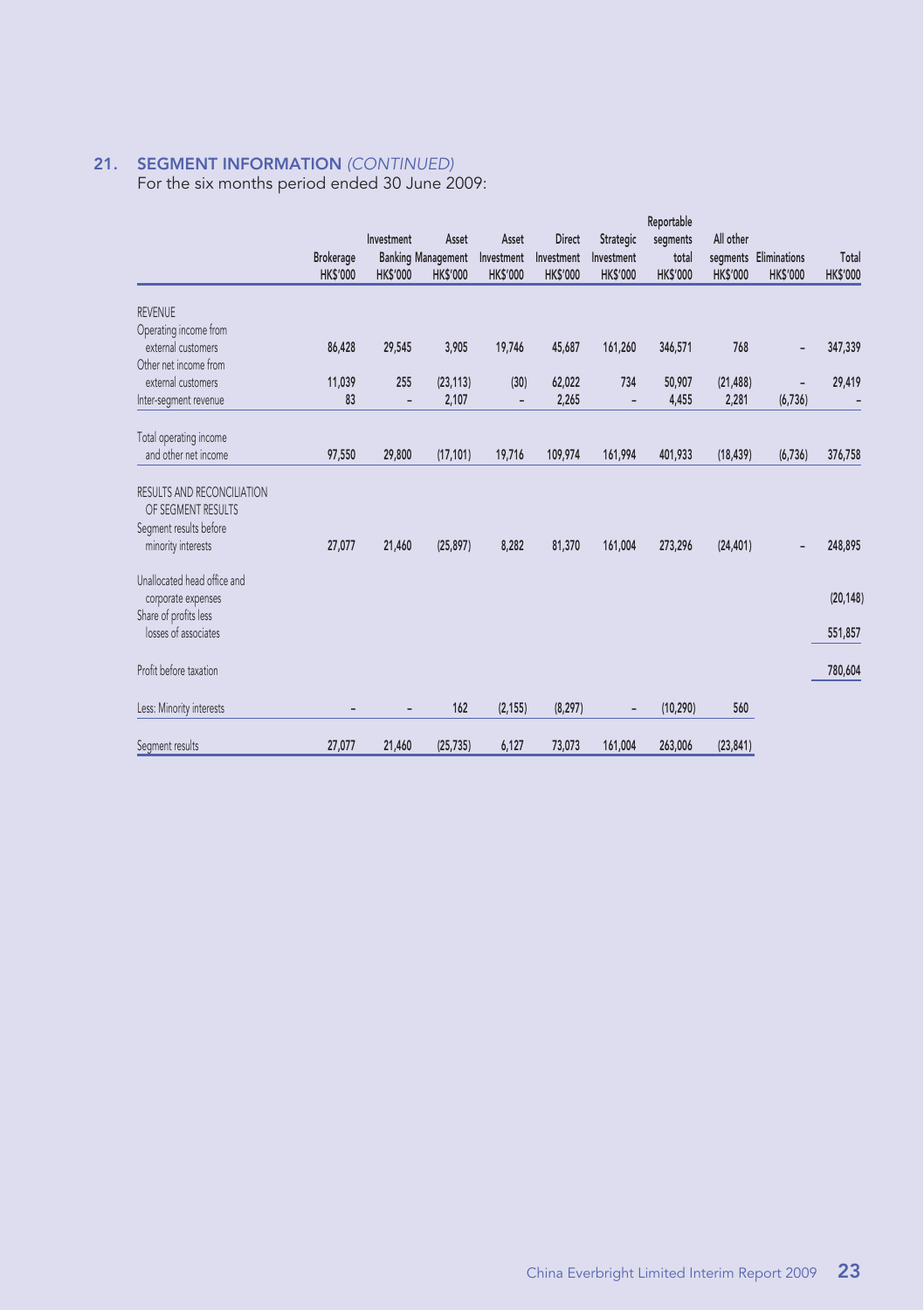## 21. SEGMENT INFORMATION *(CONTINUED)*

For the six months period ended 30 June 2009:

| | Brokerage HK$'000 | Investment Banking HK$'000 | Asset Management HK$'000 | Asset Investment HK$'000 | Direct Investment HK$'000 | Strategic Investment HK$'000 | Reportable segments total HK$'000 | All other segments HK$'000 | Eliminations HK$'000 | Total HK$'000 |
|---|---|---|---|---|---|---|---|---|---|---|
| REVENUE | | | | | | | | | | |
| Operating income from external customers | 86,428 | 29,545 | 3,905 | 19,746 | 45,687 | 161,260 | 346,571 | 768 | – | 347,339 |
| Other net income from external customers | 11,039 | 255 | (23,113) | (30) | 62,022 | 734 | 50,907 | (21,488) | – | 29,419 |
| Inter-segment revenue | 83 | – | 2,107 | – | 2,265 | – | 4,455 | 2,281 | (6,736) | – |
| Total operating income and other net income | 97,550 | 29,800 | (17,101) | 19,716 | 109,974 | 161,994 | 401,933 | (18,439) | (6,736) | 376,758 |
| RESULTS AND RECONCILIATION OF SEGMENT RESULTS | | | | | | | | | | |
| Segment results before minority interests | 27,077 | 21,460 | (25,897) | 8,282 | 81,370 | 161,004 | 273,296 | (24,401) | – | 248,895 |
| Unallocated head office and corporate expenses | | | | | | | | | | (20,148) |
| Share of profits less losses of associates | | | | | | | | | | 551,857 |
| Profit before taxation | | | | | | | | | | 780,604 |
| Less: Minority interests | – | – | 162 | (2,155) | (8,297) | – | (10,290) | 560 | | |
| Segment results | 27,077 | 21,460 | (25,735) | 6,127 | 73,073 | 161,004 | 263,006 | (23,841) | | |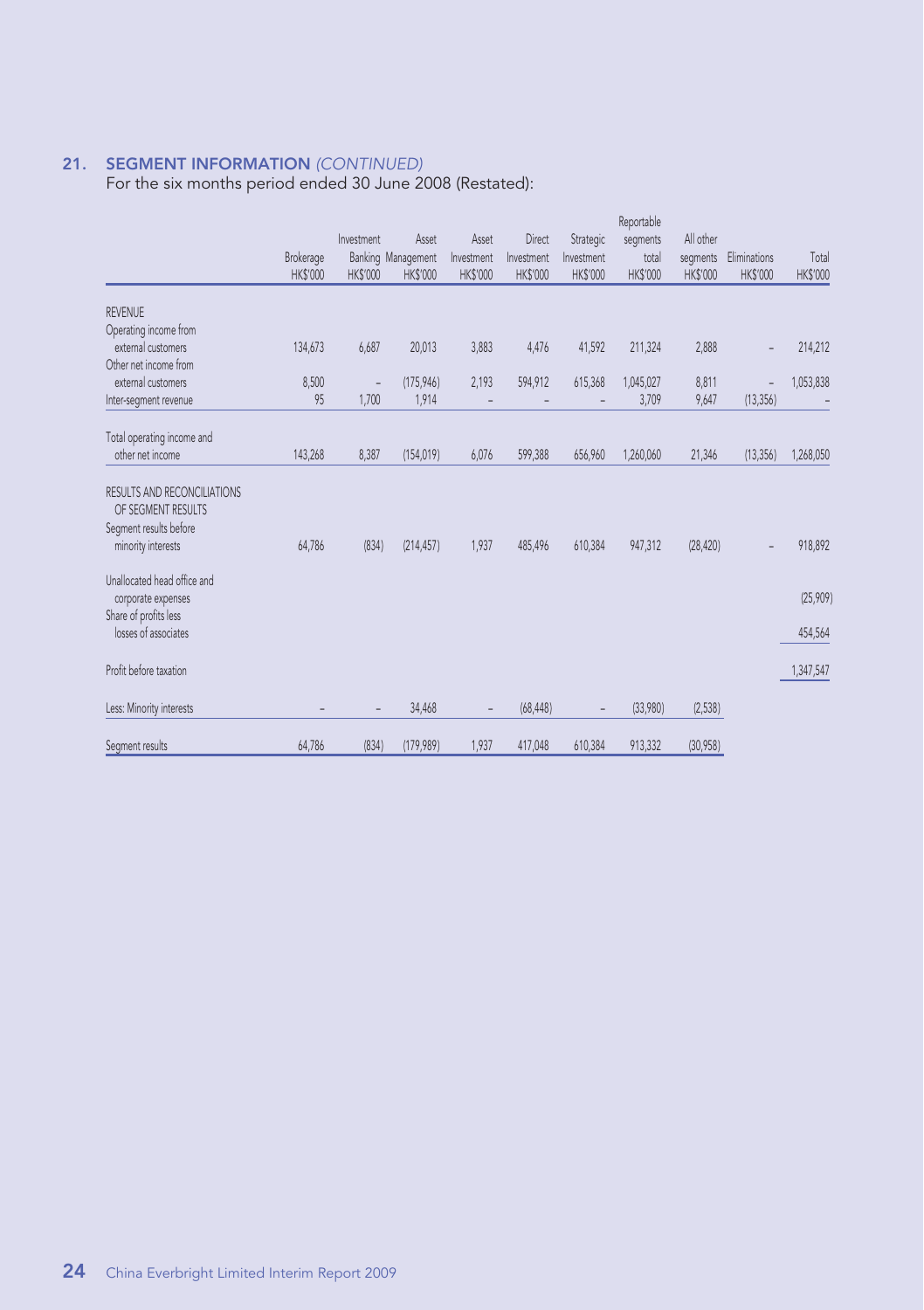## 21. SEGMENT INFORMATION *(CONTINUED)*

For the six months period ended 30 June 2008 (Restated):

| | Brokerage HK$'000 | Investment Banking HK$'000 | Asset Management HK$'000 | Asset Investment HK$'000 | Direct Investment HK$'000 | Strategic Investment HK$'000 | Reportable segments total HK$'000 | All other segments HK$'000 | Eliminations HK$'000 | Total HK$'000 |
|---|---|---|---|---|---|---|---|---|---|---|
| REVENUE | | | | | | | | | | |
| Operating income from external customers | 134,673 | 6,687 | 20,013 | 3,883 | 4,476 | 41,592 | 211,324 | 2,888 | – | 214,212 |
| Other net income from external customers | 8,500 | – | (175,946) | 2,193 | 594,912 | 615,368 | 1,045,027 | 8,811 | – | 1,053,838 |
| Inter-segment revenue | 95 | 1,700 | 1,914 | – | – | – | 3,709 | 9,647 | (13,356) | – |
| Total operating income and other net income | 143,268 | 8,387 | (154,019) | 6,076 | 599,388 | 656,960 | 1,260,060 | 21,346 | (13,356) | 1,268,050 |
| RESULTS AND RECONCILIATIONS OF SEGMENT RESULTS | | | | | | | | | | |
| Segment results before minority interests | 64,786 | (834) | (214,457) | 1,937 | 485,496 | 610,384 | 947,312 | (28,420) | – | 918,892 |
| Unallocated head office and corporate expenses | | | | | | | | | | (25,909) |
| Share of profits less losses of associates | | | | | | | | | | 454,564 |
| Profit before taxation | | | | | | | | | | 1,347,547 |
| Less: Minority interests | – | – | 34,468 | – | (68,448) | – | (33,980) | (2,538) | | |
| Segment results | 64,786 | (834) | (179,989) | 1,937 | 417,048 | 610,384 | 913,332 | (30,958) | | |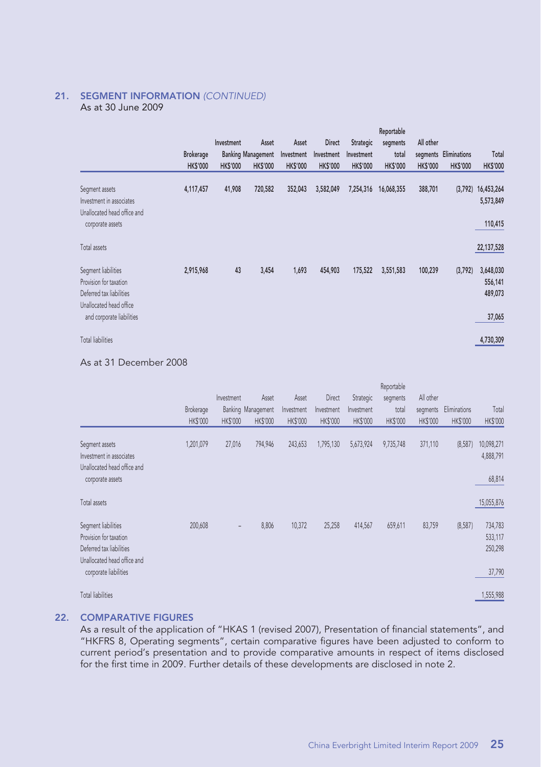## 21. SEGMENT INFORMATION *(CONTINUED)*

As at 30 June 2009

| | Brokerage | Investment Banking | Asset Management | Asset Investment | Direct Investment | Strategic Investment | Reportable segments total | All other segments | Eliminations | Total |
|---|---|---|---|---|---|---|---|---|---|---|
| | HK$'000 | HK$'000 | HK$'000 | HK$'000 | HK$'000 | HK$'000 | HK$'000 | HK$'000 | HK$'000 | HK$'000 |
| Segment assets | 4,117,457 | 41,908 | 720,582 | 352,043 | 3,582,049 | 7,254,316 | 16,068,355 | 388,701 | (3,792) | 16,453,264 |
| Investment in associates | | | | | | | | | | 5,573,849 |
| Unallocated head office and corporate assets | | | | | | | | | | 110,415 |
| Total assets | | | | | | | | | | 22,137,528 |
| Segment liabilities | 2,915,968 | 43 | 3,454 | 1,693 | 454,903 | 175,522 | 3,551,583 | 100,239 | (3,792) | 3,648,030 |
| Provision for taxation | | | | | | | | | | 556,141 |
| Deferred tax liabilities | | | | | | | | | | 489,073 |
| Unallocated head office and corporate liabilities | | | | | | | | | | 37,065 |
| Total liabilities | | | | | | | | | | 4,730,309 |

As at 31 December 2008

| | Brokerage | Investment Banking | Asset Management | Asset Investment | Direct Investment | Strategic Investment | Reportable segments total | All other segments | Eliminations | Total |
|---|---|---|---|---|---|---|---|---|---|---|
| | HK$'000 | HK$'000 | HK$'000 | HK$'000 | HK$'000 | HK$'000 | HK$'000 | HK$'000 | HK$'000 | HK$'000 |
| Segment assets | 1,201,079 | 27,016 | 794,946 | 243,653 | 1,795,130 | 5,673,924 | 9,735,748 | 371,110 | (8,587) | 10,098,271 |
| Investment in associates | | | | | | | | | | 4,888,791 |
| Unallocated head office and corporate assets | | | | | | | | | | 68,814 |
| Total assets | | | | | | | | | | 15,055,876 |
| Segment liabilities | 200,608 | – | 8,806 | 10,372 | 25,258 | 414,567 | 659,611 | 83,759 | (8,587) | 734,783 |
| Provision for taxation | | | | | | | | | | 533,117 |
| Deferred tax liabilities | | | | | | | | | | 250,298 |
| Unallocated head office and corporate liabilities | | | | | | | | | | 37,790 |
| Total liabilities | | | | | | | | | | 1,555,988 |

## 22. COMPARATIVE FIGURES

As a result of the application of "HKAS 1 (revised 2007), Presentation of financial statements", and "HKFRS 8, Operating segments", certain comparative figures have been adjusted to conform to current period's presentation and to provide comparative amounts in respect of items disclosed for the first time in 2009. Further details of these developments are disclosed in note 2.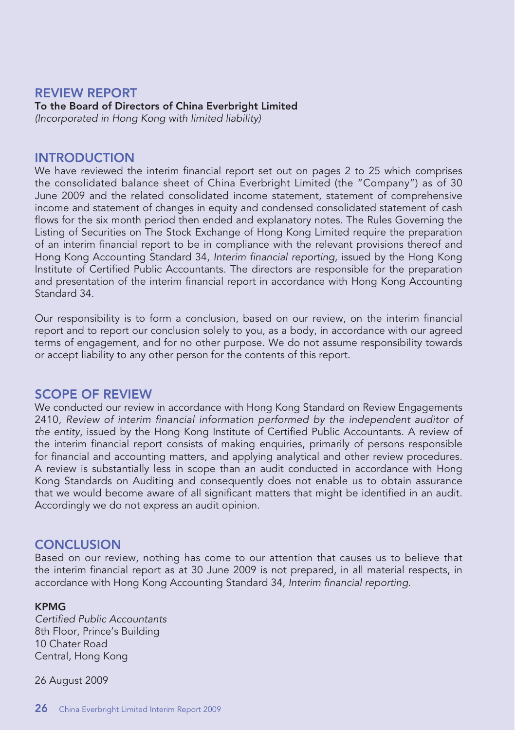# REVIEW REPORT

**To the Board of Directors of China Everbright Limited**
*(Incorporated in Hong Kong with limited liability)*

## INTRODUCTION

We have reviewed the interim financial report set out on pages 2 to 25 which comprises the consolidated balance sheet of China Everbright Limited (the "Company") as of 30 June 2009 and the related consolidated income statement, statement of comprehensive income and statement of changes in equity and condensed consolidated statement of cash flows for the six month period then ended and explanatory notes. The Rules Governing the Listing of Securities on The Stock Exchange of Hong Kong Limited require the preparation of an interim financial report to be in compliance with the relevant provisions thereof and Hong Kong Accounting Standard 34, *Interim financial reporting*, issued by the Hong Kong Institute of Certified Public Accountants. The directors are responsible for the preparation and presentation of the interim financial report in accordance with Hong Kong Accounting Standard 34.

Our responsibility is to form a conclusion, based on our review, on the interim financial report and to report our conclusion solely to you, as a body, in accordance with our agreed terms of engagement, and for no other purpose. We do not assume responsibility towards or accept liability to any other person for the contents of this report.

## SCOPE OF REVIEW

We conducted our review in accordance with Hong Kong Standard on Review Engagements 2410, *Review of interim financial information performed by the independent auditor of the entity*, issued by the Hong Kong Institute of Certified Public Accountants. A review of the interim financial report consists of making enquiries, primarily of persons responsible for financial and accounting matters, and applying analytical and other review procedures. A review is substantially less in scope than an audit conducted in accordance with Hong Kong Standards on Auditing and consequently does not enable us to obtain assurance that we would become aware of all significant matters that might be identified in an audit. Accordingly we do not express an audit opinion.

## CONCLUSION

Based on our review, nothing has come to our attention that causes us to believe that the interim financial report as at 30 June 2009 is not prepared, in all material respects, in accordance with Hong Kong Accounting Standard 34, *Interim financial reporting*.

**KPMG**
*Certified Public Accountants*
8th Floor, Prince's Building
10 Chater Road
Central, Hong Kong

26 August 2009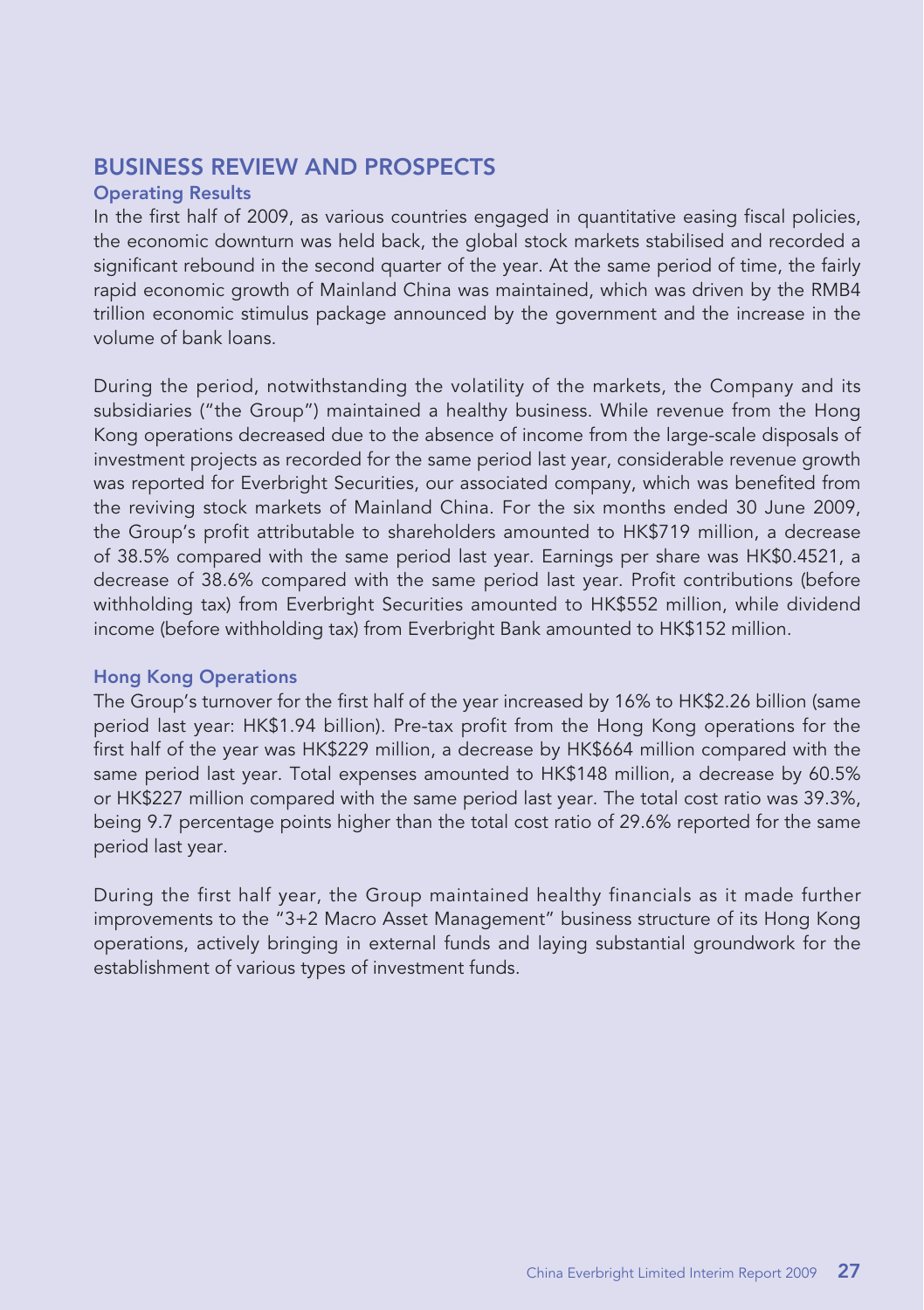## BUSINESS REVIEW AND PROSPECTS

### Operating Results

In the first half of 2009, as various countries engaged in quantitative easing fiscal policies, the economic downturn was held back, the global stock markets stabilised and recorded a significant rebound in the second quarter of the year. At the same period of time, the fairly rapid economic growth of Mainland China was maintained, which was driven by the RMB4 trillion economic stimulus package announced by the government and the increase in the volume of bank loans.

During the period, notwithstanding the volatility of the markets, the Company and its subsidiaries ("the Group") maintained a healthy business. While revenue from the Hong Kong operations decreased due to the absence of income from the large-scale disposals of investment projects as recorded for the same period last year, considerable revenue growth was reported for Everbright Securities, our associated company, which was benefited from the reviving stock markets of Mainland China. For the six months ended 30 June 2009, the Group's profit attributable to shareholders amounted to HK$719 million, a decrease of 38.5% compared with the same period last year. Earnings per share was HK$0.4521, a decrease of 38.6% compared with the same period last year. Profit contributions (before withholding tax) from Everbright Securities amounted to HK$552 million, while dividend income (before withholding tax) from Everbright Bank amounted to HK$152 million.

### Hong Kong Operations

The Group's turnover for the first half of the year increased by 16% to HK$2.26 billion (same period last year: HK$1.94 billion). Pre-tax profit from the Hong Kong operations for the first half of the year was HK$229 million, a decrease by HK$664 million compared with the same period last year. Total expenses amounted to HK$148 million, a decrease by 60.5% or HK$227 million compared with the same period last year. The total cost ratio was 39.3%, being 9.7 percentage points higher than the total cost ratio of 29.6% reported for the same period last year.

During the first half year, the Group maintained healthy financials as it made further improvements to the "3+2 Macro Asset Management" business structure of its Hong Kong operations, actively bringing in external funds and laying substantial groundwork for the establishment of various types of investment funds.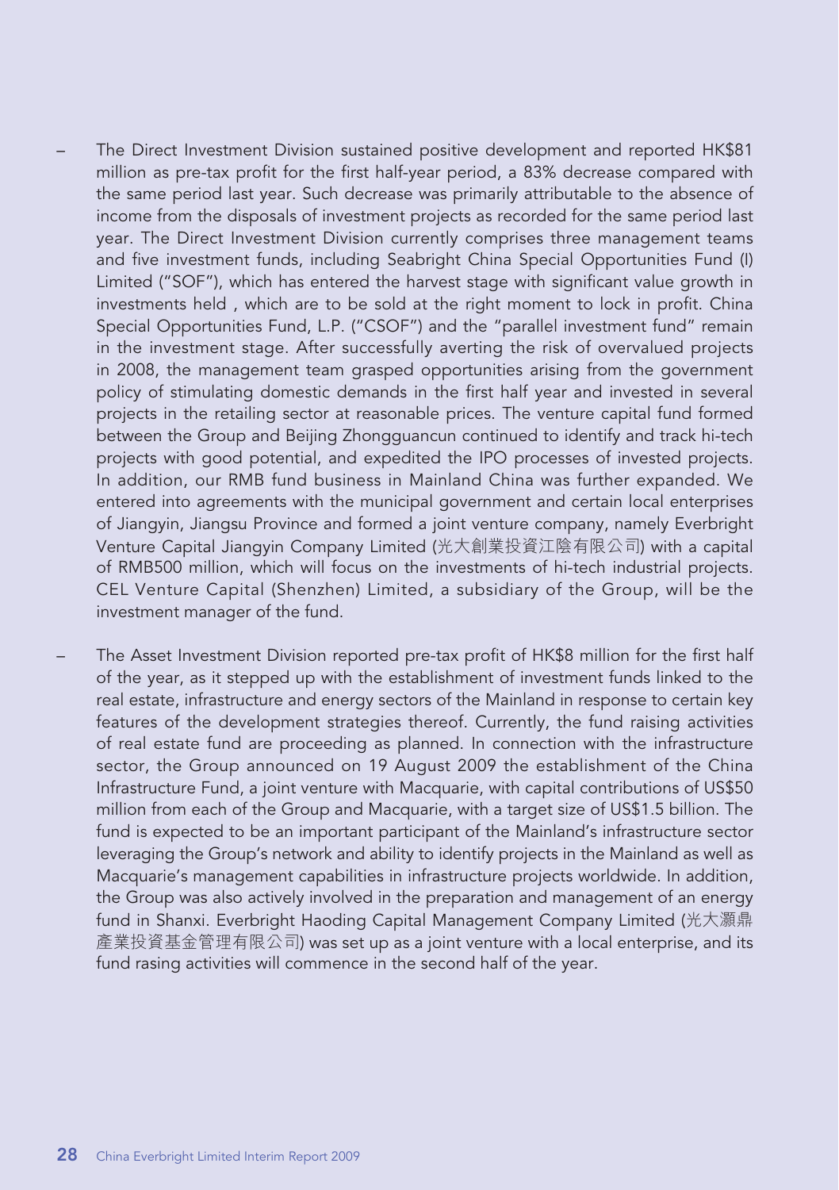- The Direct Investment Division sustained positive development and reported HK$81 million as pre-tax profit for the first half-year period, a 83% decrease compared with the same period last year. Such decrease was primarily attributable to the absence of income from the disposals of investment projects as recorded for the same period last year. The Direct Investment Division currently comprises three management teams and five investment funds, including Seabright China Special Opportunities Fund (I) Limited ("SOF"), which has entered the harvest stage with significant value growth in investments held , which are to be sold at the right moment to lock in profit. China Special Opportunities Fund, L.P. ("CSOF") and the "parallel investment fund" remain in the investment stage. After successfully averting the risk of overvalued projects in 2008, the management team grasped opportunities arising from the government policy of stimulating domestic demands in the first half year and invested in several projects in the retailing sector at reasonable prices. The venture capital fund formed between the Group and Beijing Zhongguancun continued to identify and track hi-tech projects with good potential, and expedited the IPO processes of invested projects. In addition, our RMB fund business in Mainland China was further expanded. We entered into agreements with the municipal government and certain local enterprises of Jiangyin, Jiangsu Province and formed a joint venture company, namely Everbright Venture Capital Jiangyin Company Limited (光大創業投資江陰有限公司) with a capital of RMB500 million, which will focus on the investments of hi-tech industrial projects. CEL Venture Capital (Shenzhen) Limited, a subsidiary of the Group, will be the investment manager of the fund.

- The Asset Investment Division reported pre-tax profit of HK$8 million for the first half of the year, as it stepped up with the establishment of investment funds linked to the real estate, infrastructure and energy sectors of the Mainland in response to certain key features of the development strategies thereof. Currently, the fund raising activities of real estate fund are proceeding as planned. In connection with the infrastructure sector, the Group announced on 19 August 2009 the establishment of the China Infrastructure Fund, a joint venture with Macquarie, with capital contributions of US$50 million from each of the Group and Macquarie, with a target size of US$1.5 billion. The fund is expected to be an important participant of the Mainland's infrastructure sector leveraging the Group's network and ability to identify projects in the Mainland as well as Macquarie's management capabilities in infrastructure projects worldwide. In addition, the Group was also actively involved in the preparation and management of an energy fund in Shanxi. Everbright Haoding Capital Management Company Limited (光大灝鼎產業投資基金管理有限公司) was set up as a joint venture with a local enterprise, and its fund rasing activities will commence in the second half of the year.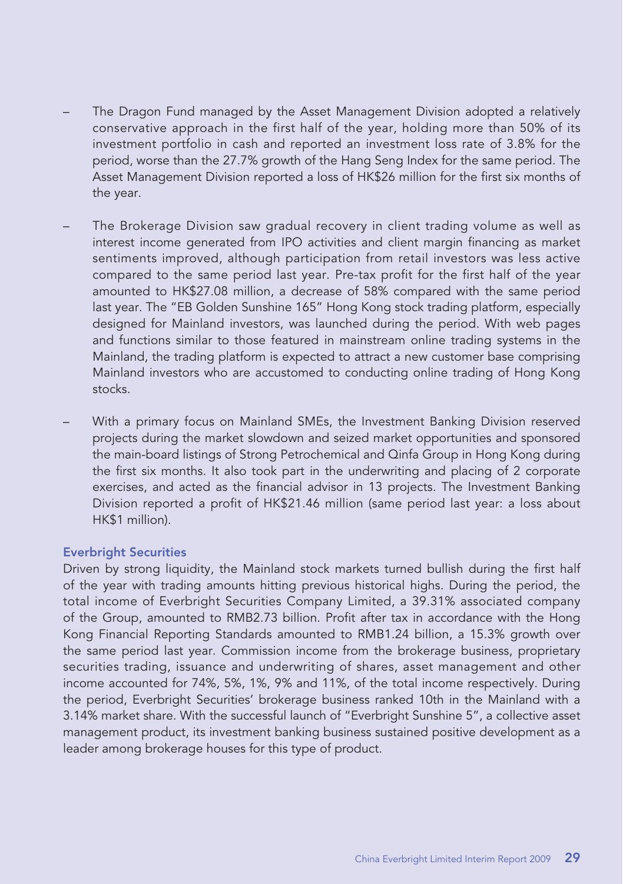- The Dragon Fund managed by the Asset Management Division adopted a relatively conservative approach in the first half of the year, holding more than 50% of its investment portfolio in cash and reported an investment loss rate of 3.8% for the period, worse than the 27.7% growth of the Hang Seng Index for the same period. The Asset Management Division reported a loss of HK$26 million for the first six months of the year.

- The Brokerage Division saw gradual recovery in client trading volume as well as interest income generated from IPO activities and client margin financing as market sentiments improved, although participation from retail investors was less active compared to the same period last year. Pre-tax profit for the first half of the year amounted to HK$27.08 million, a decrease of 58% compared with the same period last year. The "EB Golden Sunshine 165" Hong Kong stock trading platform, especially designed for Mainland investors, was launched during the period. With web pages and functions similar to those featured in mainstream online trading systems in the Mainland, the trading platform is expected to attract a new customer base comprising Mainland investors who are accustomed to conducting online trading of Hong Kong stocks.

- With a primary focus on Mainland SMEs, the Investment Banking Division reserved projects during the market slowdown and seized market opportunities and sponsored the main-board listings of Strong Petrochemical and Qinfa Group in Hong Kong during the first six months. It also took part in the underwriting and placing of 2 corporate exercises, and acted as the financial advisor in 13 projects. The Investment Banking Division reported a profit of HK$21.46 million (same period last year: a loss about HK$1 million).

### Everbright Securities

Driven by strong liquidity, the Mainland stock markets turned bullish during the first half of the year with trading amounts hitting previous historical highs. During the period, the total income of Everbright Securities Company Limited, a 39.31% associated company of the Group, amounted to RMB2.73 billion. Profit after tax in accordance with the Hong Kong Financial Reporting Standards amounted to RMB1.24 billion, a 15.3% growth over the same period last year. Commission income from the brokerage business, proprietary securities trading, issuance and underwriting of shares, asset management and other income accounted for 74%, 5%, 1%, 9% and 11%, of the total income respectively. During the period, Everbright Securities' brokerage business ranked 10th in the Mainland with a 3.14% market share. With the successful launch of "Everbright Sunshine 5", a collective asset management product, its investment banking business sustained positive development as a leader among brokerage houses for this type of product.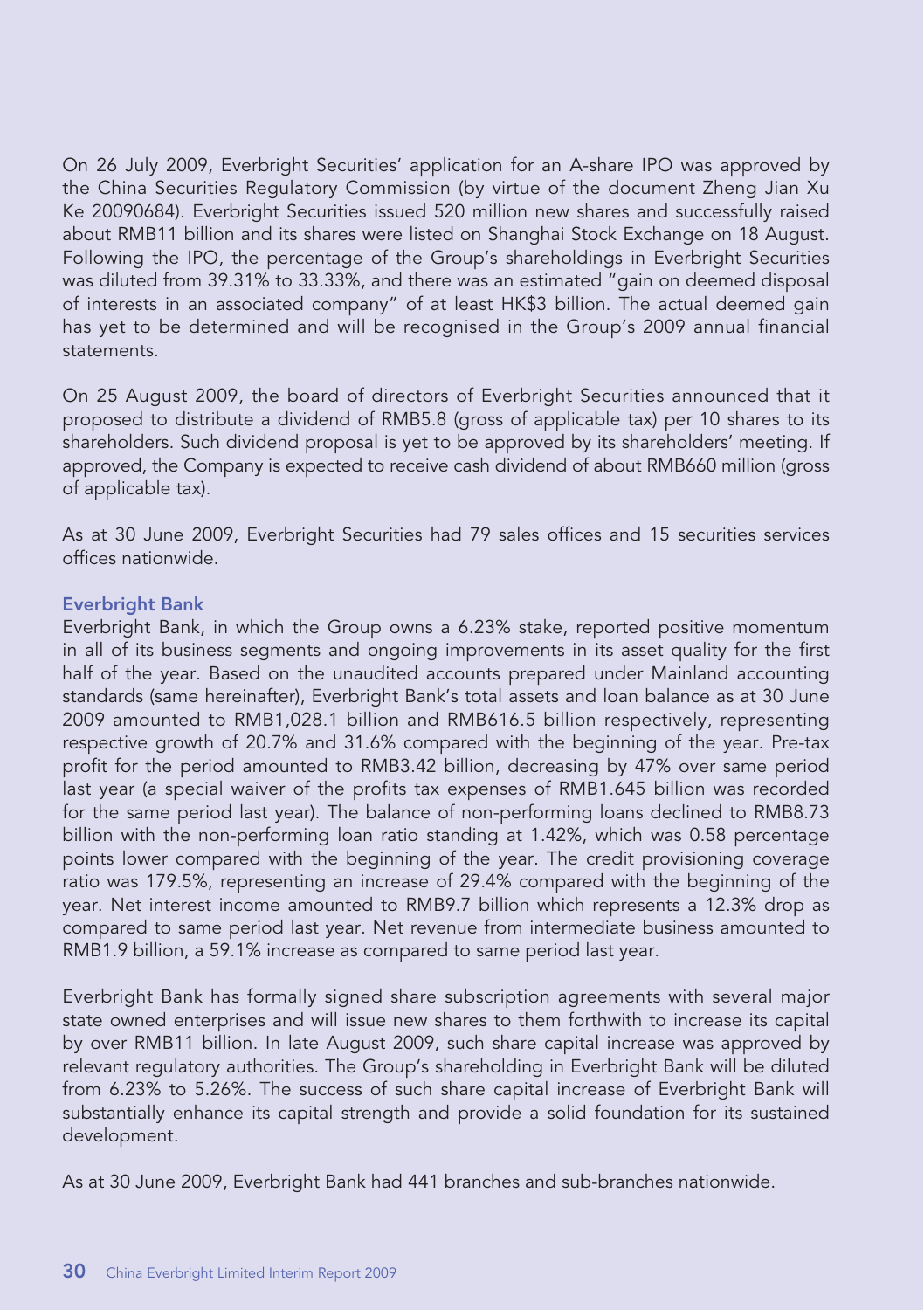On 26 July 2009, Everbright Securities' application for an A-share IPO was approved by the China Securities Regulatory Commission (by virtue of the document Zheng Jian Xu Ke 20090684). Everbright Securities issued 520 million new shares and successfully raised about RMB11 billion and its shares were listed on Shanghai Stock Exchange on 18 August. Following the IPO, the percentage of the Group's shareholdings in Everbright Securities was diluted from 39.31% to 33.33%, and there was an estimated "gain on deemed disposal of interests in an associated company" of at least HK$3 billion. The actual deemed gain has yet to be determined and will be recognised in the Group's 2009 annual financial statements.

On 25 August 2009, the board of directors of Everbright Securities announced that it proposed to distribute a dividend of RMB5.8 (gross of applicable tax) per 10 shares to its shareholders. Such dividend proposal is yet to be approved by its shareholders' meeting. If approved, the Company is expected to receive cash dividend of about RMB660 million (gross of applicable tax).

As at 30 June 2009, Everbright Securities had 79 sales offices and 15 securities services offices nationwide.

### Everbright Bank

Everbright Bank, in which the Group owns a 6.23% stake, reported positive momentum in all of its business segments and ongoing improvements in its asset quality for the first half of the year. Based on the unaudited accounts prepared under Mainland accounting standards (same hereinafter), Everbright Bank's total assets and loan balance as at 30 June 2009 amounted to RMB1,028.1 billion and RMB616.5 billion respectively, representing respective growth of 20.7% and 31.6% compared with the beginning of the year. Pre-tax profit for the period amounted to RMB3.42 billion, decreasing by 47% over same period last year (a special waiver of the profits tax expenses of RMB1.645 billion was recorded for the same period last year). The balance of non-performing loans declined to RMB8.73 billion with the non-performing loan ratio standing at 1.42%, which was 0.58 percentage points lower compared with the beginning of the year. The credit provisioning coverage ratio was 179.5%, representing an increase of 29.4% compared with the beginning of the year. Net interest income amounted to RMB9.7 billion which represents a 12.3% drop as compared to same period last year. Net revenue from intermediate business amounted to RMB1.9 billion, a 59.1% increase as compared to same period last year.

Everbright Bank has formally signed share subscription agreements with several major state owned enterprises and will issue new shares to them forthwith to increase its capital by over RMB11 billion. In late August 2009, such share capital increase was approved by relevant regulatory authorities. The Group's shareholding in Everbright Bank will be diluted from 6.23% to 5.26%. The success of such share capital increase of Everbright Bank will substantially enhance its capital strength and provide a solid foundation for its sustained development.

As at 30 June 2009, Everbright Bank had 441 branches and sub-branches nationwide.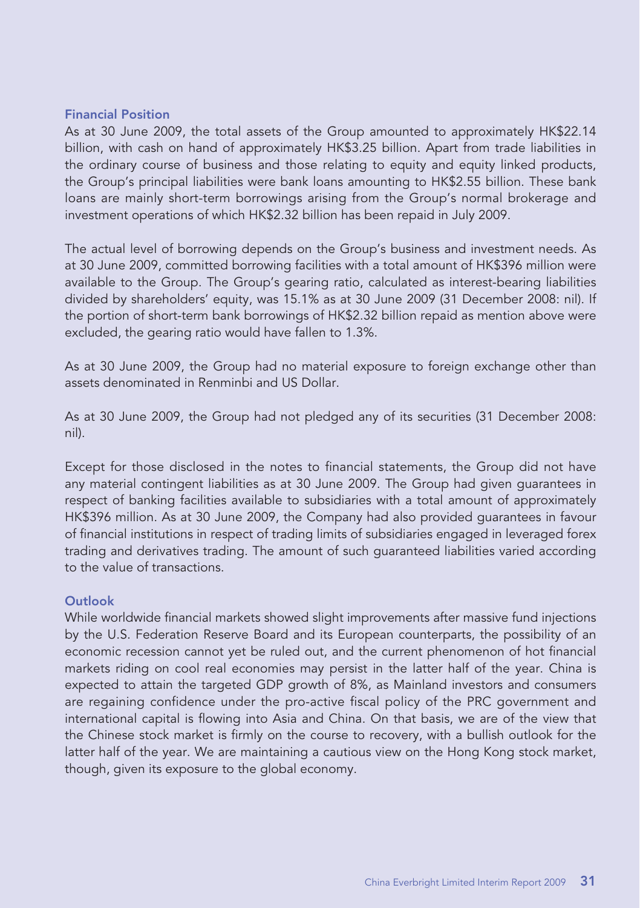## Financial Position

As at 30 June 2009, the total assets of the Group amounted to approximately HK$22.14 billion, with cash on hand of approximately HK$3.25 billion. Apart from trade liabilities in the ordinary course of business and those relating to equity and equity linked products, the Group's principal liabilities were bank loans amounting to HK$2.55 billion. These bank loans are mainly short-term borrowings arising from the Group's normal brokerage and investment operations of which HK$2.32 billion has been repaid in July 2009.

The actual level of borrowing depends on the Group's business and investment needs. As at 30 June 2009, committed borrowing facilities with a total amount of HK$396 million were available to the Group. The Group's gearing ratio, calculated as interest-bearing liabilities divided by shareholders' equity, was 15.1% as at 30 June 2009 (31 December 2008: nil). If the portion of short-term bank borrowings of HK$2.32 billion repaid as mention above were excluded, the gearing ratio would have fallen to 1.3%.

As at 30 June 2009, the Group had no material exposure to foreign exchange other than assets denominated in Renminbi and US Dollar.

As at 30 June 2009, the Group had not pledged any of its securities (31 December 2008: nil).

Except for those disclosed in the notes to financial statements, the Group did not have any material contingent liabilities as at 30 June 2009. The Group had given guarantees in respect of banking facilities available to subsidiaries with a total amount of approximately HK$396 million. As at 30 June 2009, the Company had also provided guarantees in favour of financial institutions in respect of trading limits of subsidiaries engaged in leveraged forex trading and derivatives trading. The amount of such guaranteed liabilities varied according to the value of transactions.

## Outlook

While worldwide financial markets showed slight improvements after massive fund injections by the U.S. Federation Reserve Board and its European counterparts, the possibility of an economic recession cannot yet be ruled out, and the current phenomenon of hot financial markets riding on cool real economies may persist in the latter half of the year. China is expected to attain the targeted GDP growth of 8%, as Mainland investors and consumers are regaining confidence under the pro-active fiscal policy of the PRC government and international capital is flowing into Asia and China. On that basis, we are of the view that the Chinese stock market is firmly on the course to recovery, with a bullish outlook for the latter half of the year. We are maintaining a cautious view on the Hong Kong stock market, though, given its exposure to the global economy.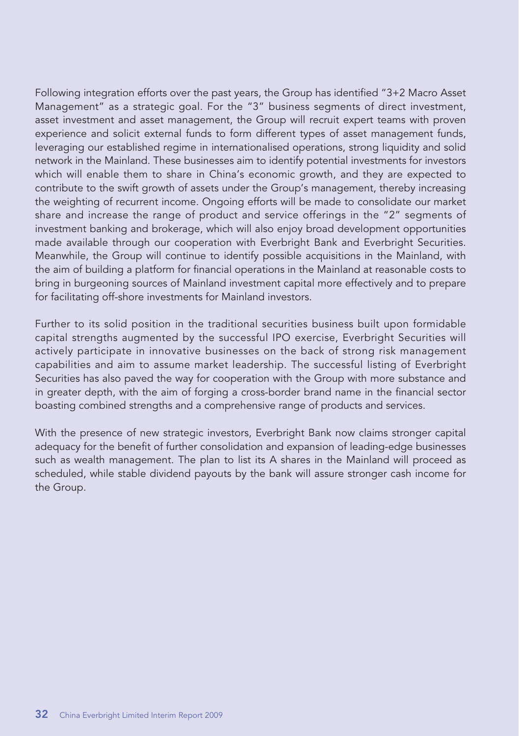Following integration efforts over the past years, the Group has identified "3+2 Macro Asset Management" as a strategic goal. For the "3" business segments of direct investment, asset investment and asset management, the Group will recruit expert teams with proven experience and solicit external funds to form different types of asset management funds, leveraging our established regime in internationalised operations, strong liquidity and solid network in the Mainland. These businesses aim to identify potential investments for investors which will enable them to share in China's economic growth, and they are expected to contribute to the swift growth of assets under the Group's management, thereby increasing the weighting of recurrent income. Ongoing efforts will be made to consolidate our market share and increase the range of product and service offerings in the "2" segments of investment banking and brokerage, which will also enjoy broad development opportunities made available through our cooperation with Everbright Bank and Everbright Securities. Meanwhile, the Group will continue to identify possible acquisitions in the Mainland, with the aim of building a platform for financial operations in the Mainland at reasonable costs to bring in burgeoning sources of Mainland investment capital more effectively and to prepare for facilitating off-shore investments for Mainland investors.

Further to its solid position in the traditional securities business built upon formidable capital strengths augmented by the successful IPO exercise, Everbright Securities will actively participate in innovative businesses on the back of strong risk management capabilities and aim to assume market leadership. The successful listing of Everbright Securities has also paved the way for cooperation with the Group with more substance and in greater depth, with the aim of forging a cross-border brand name in the financial sector boasting combined strengths and a comprehensive range of products and services.

With the presence of new strategic investors, Everbright Bank now claims stronger capital adequacy for the benefit of further consolidation and expansion of leading-edge businesses such as wealth management. The plan to list its A shares in the Mainland will proceed as scheduled, while stable dividend payouts by the bank will assure stronger cash income for the Group.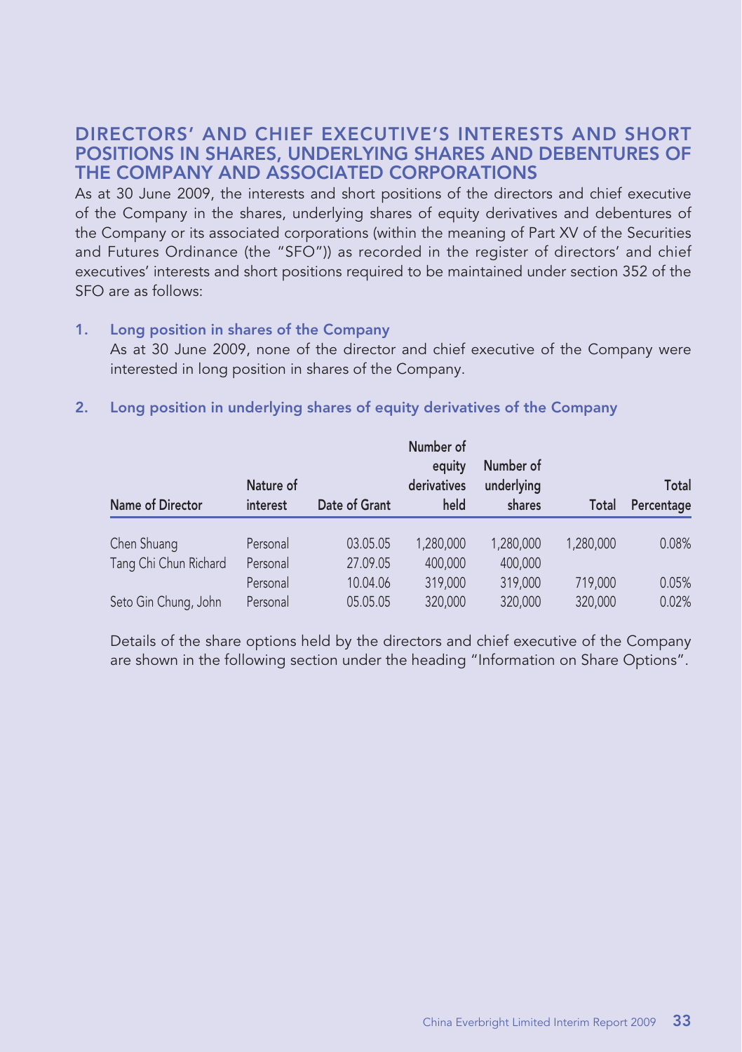## DIRECTORS' AND CHIEF EXECUTIVE'S INTERESTS AND SHORT POSITIONS IN SHARES, UNDERLYING SHARES AND DEBENTURES OF THE COMPANY AND ASSOCIATED CORPORATIONS

As at 30 June 2009, the interests and short positions of the directors and chief executive of the Company in the shares, underlying shares of equity derivatives and debentures of the Company or its associated corporations (within the meaning of Part XV of the Securities and Futures Ordinance (the "SFO")) as recorded in the register of directors' and chief executives' interests and short positions required to be maintained under section 352 of the SFO are as follows:

### 1. Long position in shares of the Company

As at 30 June 2009, none of the director and chief executive of the Company were interested in long position in shares of the Company.

### 2. Long position in underlying shares of equity derivatives of the Company

| Name of Director | Nature of interest | Date of Grant | Number of equity derivatives held | Number of underlying shares | Total | Total Percentage |
|---|---|---|---|---|---|---|
| Chen Shuang | Personal | 03.05.05 | 1,280,000 | 1,280,000 | 1,280,000 | 0.08% |
| Tang Chi Chun Richard | Personal | 27.09.05 | 400,000 | 400,000 | | |
| | Personal | 10.04.06 | 319,000 | 319,000 | 719,000 | 0.05% |
| Seto Gin Chung, John | Personal | 05.05.05 | 320,000 | 320,000 | 320,000 | 0.02% |

Details of the share options held by the directors and chief executive of the Company are shown in the following section under the heading "Information on Share Options".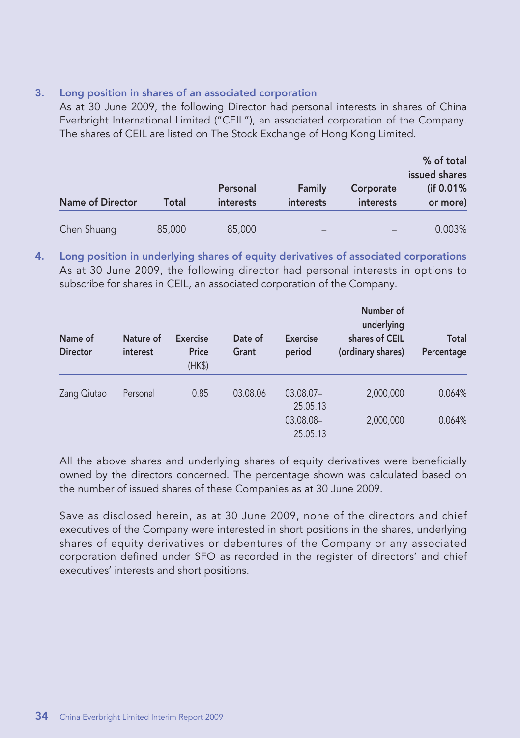### 3. Long position in shares of an associated corporation

As at 30 June 2009, the following Director had personal interests in shares of China Everbright International Limited ("CEIL"), an associated corporation of the Company. The shares of CEIL are listed on The Stock Exchange of Hong Kong Limited.

| Name of Director | Total | Personal interests | Family interests | Corporate interests | % of total issued shares (if 0.01% or more) |
|---|---|---|---|---|---|
| Chen Shuang | 85,000 | 85,000 | – | – | 0.003% |

### 4. Long position in underlying shares of equity derivatives of associated corporations

As at 30 June 2009, the following director had personal interests in options to subscribe for shares in CEIL, an associated corporation of the Company.

| Name of Director | Nature of interest | Exercise Price (HK$) | Date of Grant | Exercise period | Number of underlying shares of CEIL (ordinary shares) | Total Percentage |
|---|---|---|---|---|---|---|
| Zang Qiutao | Personal | 0.85 | 03.08.06 | 03.08.07–25.05.13 | 2,000,000 | 0.064% |
| | | | | 03.08.08–25.05.13 | 2,000,000 | 0.064% |

All the above shares and underlying shares of equity derivatives were beneficially owned by the directors concerned. The percentage shown was calculated based on the number of issued shares of these Companies as at 30 June 2009.

Save as disclosed herein, as at 30 June 2009, none of the directors and chief executives of the Company were interested in short positions in the shares, underlying shares of equity derivatives or debentures of the Company or any associated corporation defined under SFO as recorded in the register of directors' and chief executives' interests and short positions.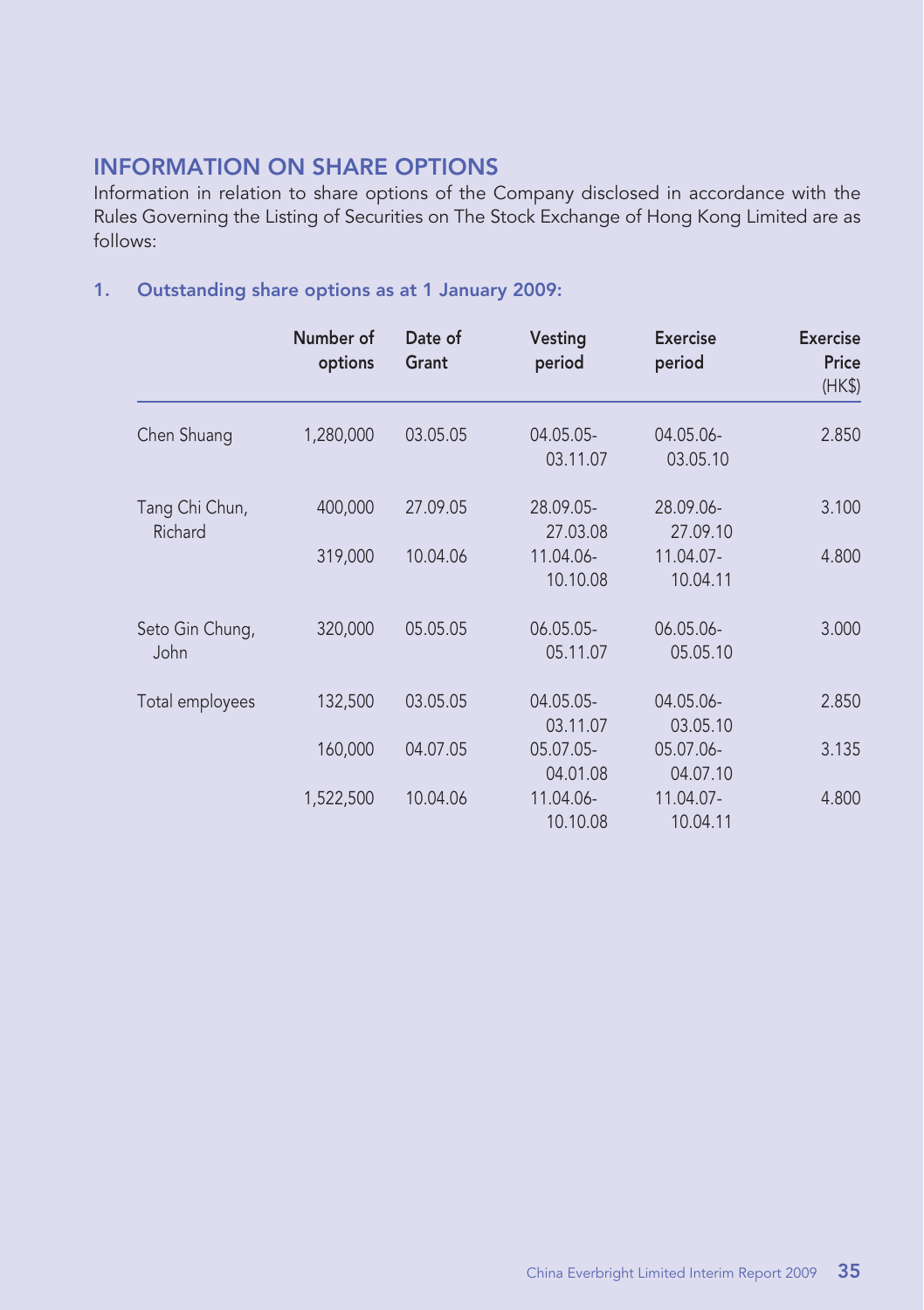## INFORMATION ON SHARE OPTIONS

Information in relation to share options of the Company disclosed in accordance with the Rules Governing the Listing of Securities on The Stock Exchange of Hong Kong Limited are as follows:

### 1. Outstanding share options as at 1 January 2009:

| | Number of options | Date of Grant | Vesting period | Exercise period | Exercise Price (HK$) |
|---|---|---|---|---|---|
| Chen Shuang | 1,280,000 | 03.05.05 | 04.05.05-03.11.07 | 04.05.06-03.05.10 | 2.850 |
| Tang Chi Chun, Richard | 400,000 | 27.09.05 | 28.09.05-27.03.08 | 28.09.06-27.09.10 | 3.100 |
| | 319,000 | 10.04.06 | 11.04.06-10.10.08 | 11.04.07-10.04.11 | 4.800 |
| Seto Gin Chung, John | 320,000 | 05.05.05 | 06.05.05-05.11.07 | 06.05.06-05.05.10 | 3.000 |
| Total employees | 132,500 | 03.05.05 | 04.05.05-03.11.07 | 04.05.06-03.05.10 | 2.850 |
| | 160,000 | 04.07.05 | 05.07.05-04.01.08 | 05.07.06-04.07.10 | 3.135 |
| | 1,522,500 | 10.04.06 | 11.04.06-10.10.08 | 11.04.07-10.04.11 | 4.800 |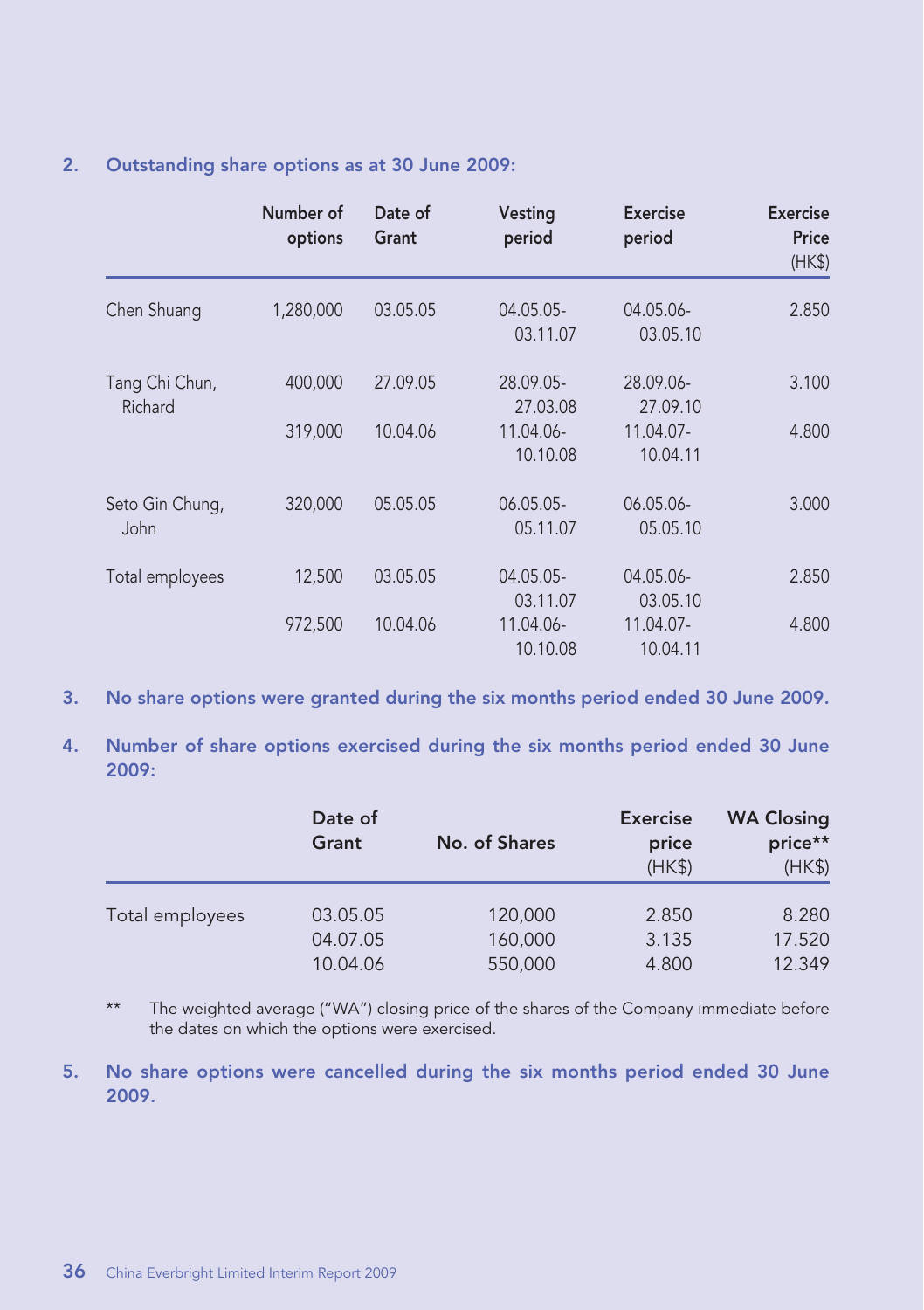2. **Outstanding share options as at 30 June 2009:**

| | Number of options | Date of Grant | Vesting period | Exercise period | Exercise Price (HK$) |
|---|---|---|---|---|---|
| Chen Shuang | 1,280,000 | 03.05.05 | 04.05.05-03.11.07 | 04.05.06-03.05.10 | 2.850 |
| Tang Chi Chun, Richard | 400,000 | 27.09.05 | 28.09.05-27.03.08 | 28.09.06-27.09.10 | 3.100 |
| | 319,000 | 10.04.06 | 11.04.06-10.10.08 | 11.04.07-10.04.11 | 4.800 |
| Seto Gin Chung, John | 320,000 | 05.05.05 | 06.05.05-05.11.07 | 06.05.06-05.05.10 | 3.000 |
| Total employees | 12,500 | 03.05.05 | 04.05.05-03.11.07 | 04.05.06-03.05.10 | 2.850 |
| | 972,500 | 10.04.06 | 11.04.06-10.10.08 | 11.04.07-10.04.11 | 4.800 |

3. **No share options were granted during the six months period ended 30 June 2009.**

4. **Number of share options exercised during the six months period ended 30 June 2009:**

| | Date of Grant | No. of Shares | Exercise price (HK$) | WA Closing price** (HK$) |
|---|---|---|---|---|
| Total employees | 03.05.05 | 120,000 | 2.850 | 8.280 |
| | 04.07.05 | 160,000 | 3.135 | 17.520 |
| | 10.04.06 | 550,000 | 4.800 | 12.349 |

** The weighted average ("WA") closing price of the shares of the Company immediate before the dates on which the options were exercised.

5. **No share options were cancelled during the six months period ended 30 June 2009.**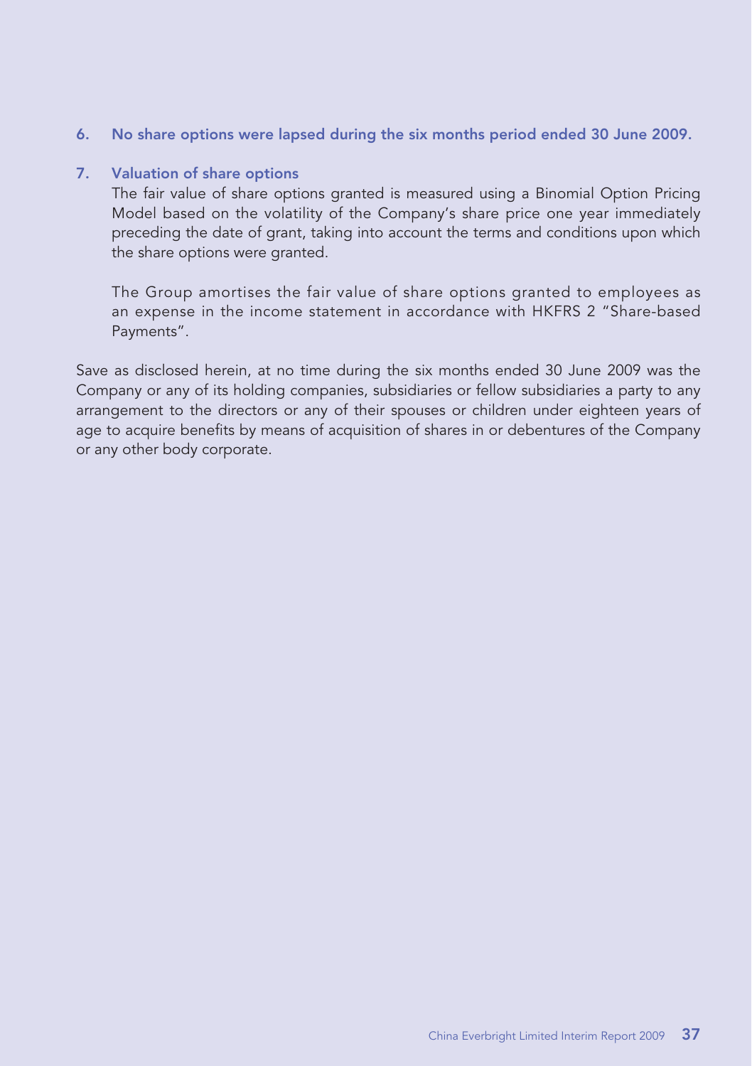6. **No share options were lapsed during the six months period ended 30 June 2009.**

7. **Valuation of share options**

   The fair value of share options granted is measured using a Binomial Option Pricing Model based on the volatility of the Company's share price one year immediately preceding the date of grant, taking into account the terms and conditions upon which the share options were granted.

   The Group amortises the fair value of share options granted to employees as an expense in the income statement in accordance with HKFRS 2 "Share-based Payments".

Save as disclosed herein, at no time during the six months ended 30 June 2009 was the Company or any of its holding companies, subsidiaries or fellow subsidiaries a party to any arrangement to the directors or any of their spouses or children under eighteen years of age to acquire benefits by means of acquisition of shares in or debentures of the Company or any other body corporate.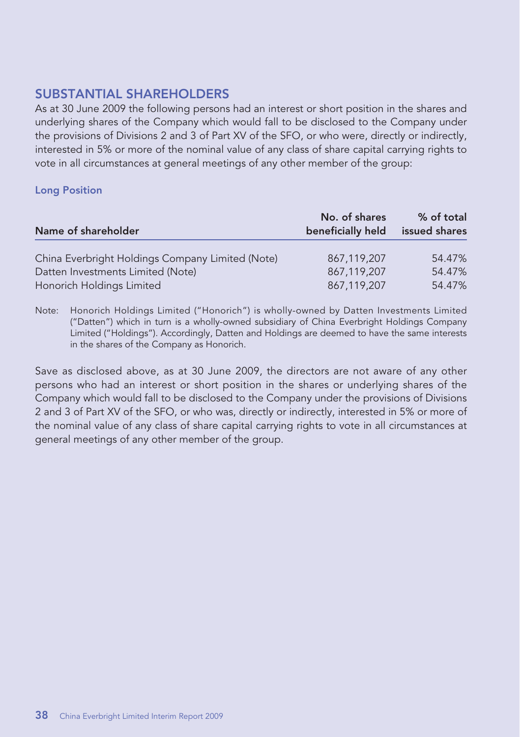## SUBSTANTIAL SHAREHOLDERS

As at 30 June 2009 the following persons had an interest or short position in the shares and underlying shares of the Company which would fall to be disclosed to the Company under the provisions of Divisions 2 and 3 of Part XV of the SFO, or who were, directly or indirectly, interested in 5% or more of the nominal value of any class of share capital carrying rights to vote in all circumstances at general meetings of any other member of the group:

### Long Position

| Name of shareholder | No. of shares beneficially held | % of total issued shares |
|---|---|---|
| China Everbright Holdings Company Limited (Note) | 867,119,207 | 54.47% |
| Datten Investments Limited (Note) | 867,119,207 | 54.47% |
| Honorich Holdings Limited | 867,119,207 | 54.47% |

Note: Honorich Holdings Limited ("Honorich") is wholly-owned by Datten Investments Limited ("Datten") which in turn is a wholly-owned subsidiary of China Everbright Holdings Company Limited ("Holdings"). Accordingly, Datten and Holdings are deemed to have the same interests in the shares of the Company as Honorich.

Save as disclosed above, as at 30 June 2009, the directors are not aware of any other persons who had an interest or short position in the shares or underlying shares of the Company which would fall to be disclosed to the Company under the provisions of Divisions 2 and 3 of Part XV of the SFO, or who was, directly or indirectly, interested in 5% or more of the nominal value of any class of share capital carrying rights to vote in all circumstances at general meetings of any other member of the group.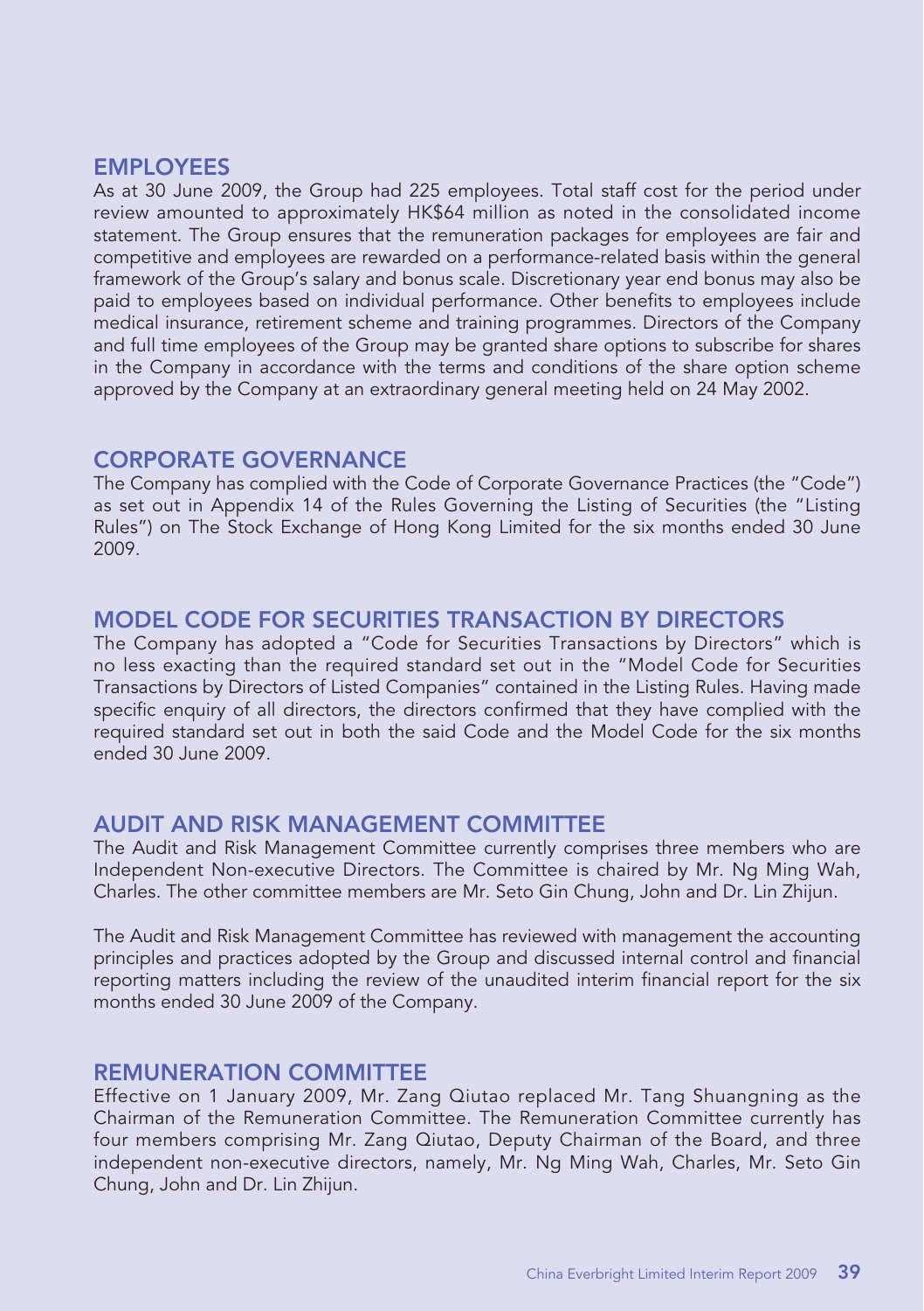## EMPLOYEES

As at 30 June 2009, the Group had 225 employees. Total staff cost for the period under review amounted to approximately HK$64 million as noted in the consolidated income statement. The Group ensures that the remuneration packages for employees are fair and competitive and employees are rewarded on a performance-related basis within the general framework of the Group's salary and bonus scale. Discretionary year end bonus may also be paid to employees based on individual performance. Other benefits to employees include medical insurance, retirement scheme and training programmes. Directors of the Company and full time employees of the Group may be granted share options to subscribe for shares in the Company in accordance with the terms and conditions of the share option scheme approved by the Company at an extraordinary general meeting held on 24 May 2002.

## CORPORATE GOVERNANCE

The Company has complied with the Code of Corporate Governance Practices (the "Code") as set out in Appendix 14 of the Rules Governing the Listing of Securities (the "Listing Rules") on The Stock Exchange of Hong Kong Limited for the six months ended 30 June 2009.

## MODEL CODE FOR SECURITIES TRANSACTION BY DIRECTORS

The Company has adopted a "Code for Securities Transactions by Directors" which is no less exacting than the required standard set out in the "Model Code for Securities Transactions by Directors of Listed Companies" contained in the Listing Rules. Having made specific enquiry of all directors, the directors confirmed that they have complied with the required standard set out in both the said Code and the Model Code for the six months ended 30 June 2009.

## AUDIT AND RISK MANAGEMENT COMMITTEE

The Audit and Risk Management Committee currently comprises three members who are Independent Non-executive Directors. The Committee is chaired by Mr. Ng Ming Wah, Charles. The other committee members are Mr. Seto Gin Chung, John and Dr. Lin Zhijun.

The Audit and Risk Management Committee has reviewed with management the accounting principles and practices adopted by the Group and discussed internal control and financial reporting matters including the review of the unaudited interim financial report for the six months ended 30 June 2009 of the Company.

## REMUNERATION COMMITTEE

Effective on 1 January 2009, Mr. Zang Qiutao replaced Mr. Tang Shuangning as the Chairman of the Remuneration Committee. The Remuneration Committee currently has four members comprising Mr. Zang Qiutao, Deputy Chairman of the Board, and three independent non-executive directors, namely, Mr. Ng Ming Wah, Charles, Mr. Seto Gin Chung, John and Dr. Lin Zhijun.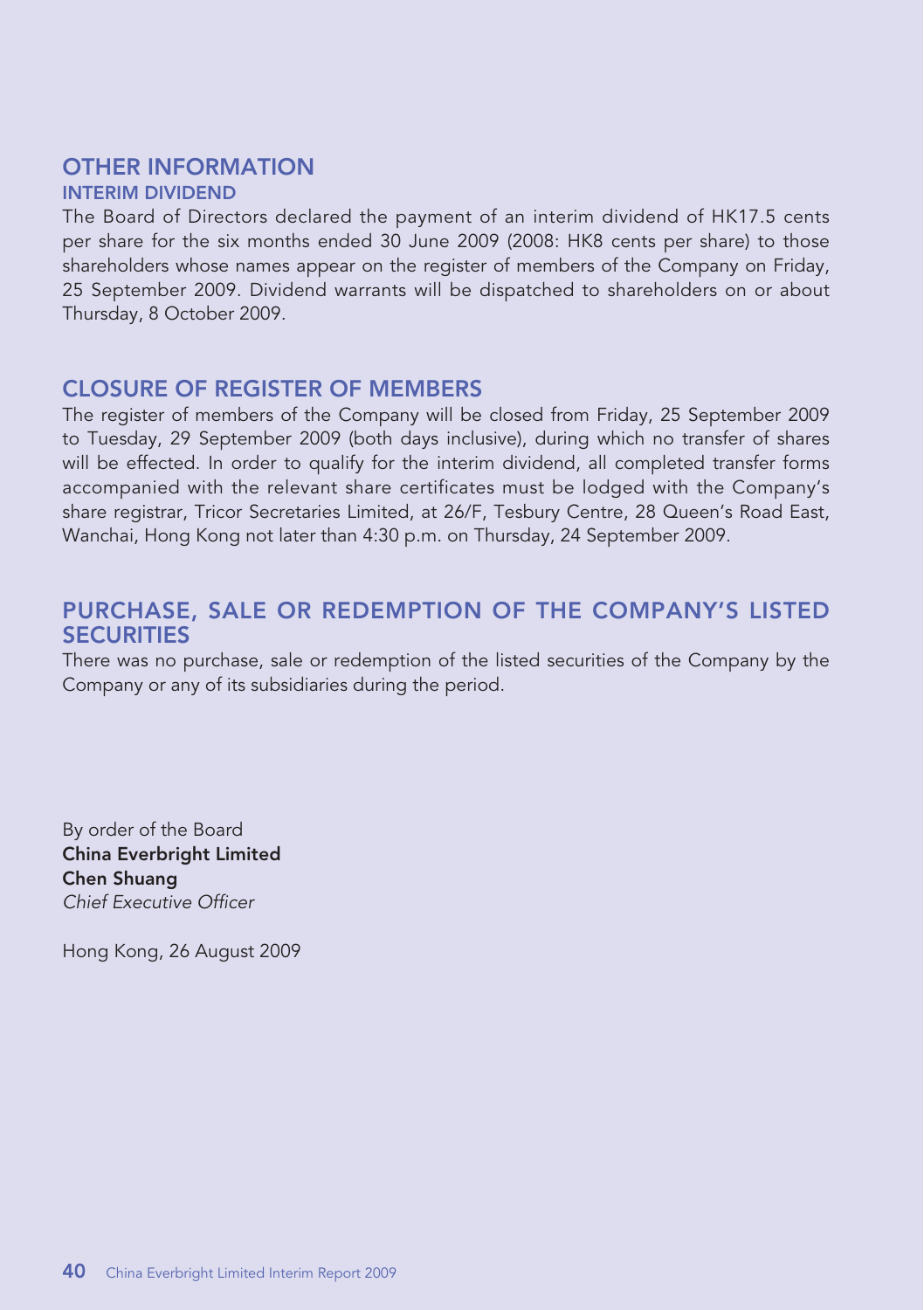# OTHER INFORMATION

## INTERIM DIVIDEND

The Board of Directors declared the payment of an interim dividend of HK17.5 cents per share for the six months ended 30 June 2009 (2008: HK8 cents per share) to those shareholders whose names appear on the register of members of the Company on Friday, 25 September 2009. Dividend warrants will be dispatched to shareholders on or about Thursday, 8 October 2009.

## CLOSURE OF REGISTER OF MEMBERS

The register of members of the Company will be closed from Friday, 25 September 2009 to Tuesday, 29 September 2009 (both days inclusive), during which no transfer of shares will be effected. In order to qualify for the interim dividend, all completed transfer forms accompanied with the relevant share certificates must be lodged with the Company's share registrar, Tricor Secretaries Limited, at 26/F, Tesbury Centre, 28 Queen's Road East, Wanchai, Hong Kong not later than 4:30 p.m. on Thursday, 24 September 2009.

## PURCHASE, SALE OR REDEMPTION OF THE COMPANY'S LISTED SECURITIES

There was no purchase, sale or redemption of the listed securities of the Company by the Company or any of its subsidiaries during the period.

By order of the Board
**China Everbright Limited**
**Chen Shuang**
*Chief Executive Officer*

Hong Kong, 26 August 2009